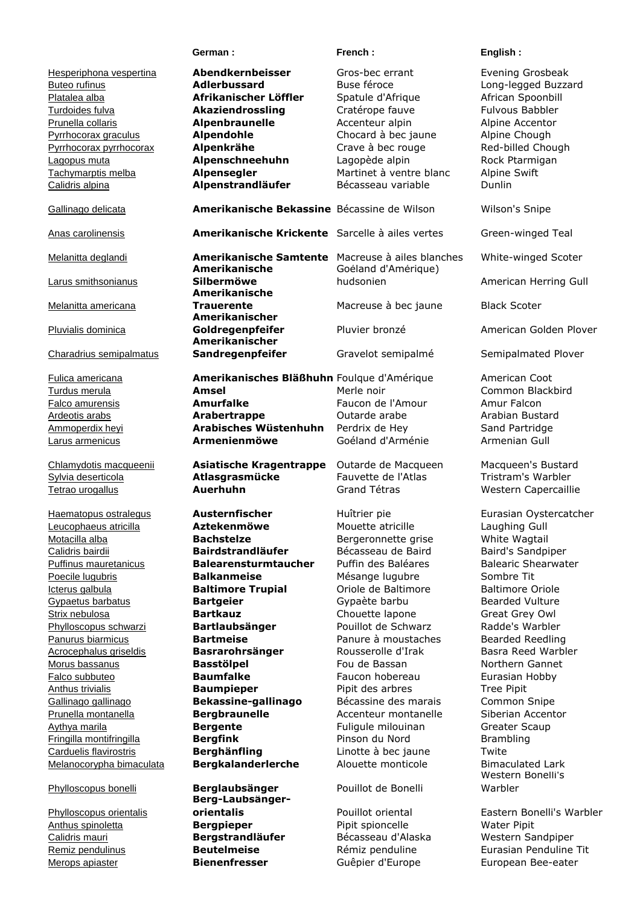| | German : | French : | English : |
|---|---|---|---|
| Hesperiphona vespertina | **Abendkernbeisser** | Gros-bec errant | Evening Grosbeak |
| Buteo rufinus | **Adlerbussard** | Buse féroce | Long-legged Buzzard |
| Platalea alba | **Afrikanischer Löffler** | Spatule d'Afrique | African Spoonbill |
| Turdoides fulva | **Akaziendrossling** | Cratérope fauve | Fulvous Babbler |
| Prunella collaris | **Alpenbraunelle** | Accenteur alpin | Alpine Accentor |
| Pyrrhocorax graculus | **Alpendohle** | Chocard à bec jaune | Alpine Chough |
| Pyrrhocorax pyrrhocorax | **Alpenkrähe** | Crave à bec rouge | Red-billed Chough |
| Lagopus muta | **Alpenschneehuhn** | Lagopède alpin | Rock Ptarmigan |
| Tachymarptis melba | **Alpensegler** | Martinet à ventre blanc | Alpine Swift |
| Calidris alpina | **Alpenstrandläufer** | Bécasseau variable | Dunlin |
| Gallinago delicata | **Amerikanische Bekassine** | Bécassine de Wilson | Wilson's Snipe |
| Anas carolinensis | **Amerikanische Krickente** | Sarcelle à ailes vertes | Green-winged Teal |
| Melanitta deglandi | **Amerikanische Samtente** | Macreuse à ailes blanches | White-winged Scoter |
| Larus smithsonianus | **Amerikanische Silbermöwe** | Goéland d'Amérique) hudsonien | American Herring Gull |
| Melanitta americana | **Amerikanische Trauerente** | Macreuse à bec jaune | Black Scoter |
| Pluvialis dominica | **Amerikanischer Goldregenpfeifer** | Pluvier bronzé | American Golden Plover |
| Charadrius semipalmatus | **Amerikanischer Sandregenpfeifer** | Gravelot semipalmé | Semipalmated Plover |
| Fulica americana | **Amerikanisches Bläßhuhn** | Foulque d'Amérique | American Coot |
| Turdus merula | **Amsel** | Merle noir | Common Blackbird |
| Falco amurensis | **Amurfalke** | Faucon de l'Amour | Amur Falcon |
| Ardeotis arabs | **Arabertrappe** | Outarde arabe | Arabian Bustard |
| Ammoperdix heyi | **Arabisches Wüstenhuhn** | Perdrix de Hey | Sand Partridge |
| Larus armenicus | **Armenienmöwe** | Goéland d'Arménie | Armenian Gull |
| Chlamydotis macqueenii | **Asiatische Kragentrappe** | Outarde de Macqueen | Macqueen's Bustard |
| Sylvia deserticola | **Atlasgrasmücke** | Fauvette de l'Atlas | Tristram's Warbler |
| Tetrao urogallus | **Auerhuhn** | Grand Tétras | Western Capercaillie |
| Haematopus ostralegus | **Austernfischer** | Huîtrier pie | Eurasian Oystercatcher |
| Leucophaeus atricilla | **Aztekenmöwe** | Mouette atricille | Laughing Gull |
| Motacilla alba | **Bachstelze** | Bergeronnette grise | White Wagtail |
| Calidris bairdii | **Bairdstrandläufer** | Bécasseau de Baird | Baird's Sandpiper |
| Puffinus mauretanicus | **Balearensturmtaucher** | Puffin des Baléares | Balearic Shearwater |
| Poecile lugubris | **Balkanmeise** | Mésange lugubre | Sombre Tit |
| Icterus galbula | **Baltimore Trupial** | Oriole de Baltimore | Baltimore Oriole |
| Gypaetus barbatus | **Bartgeier** | Gypaète barbu | Bearded Vulture |
| Strix nebulosa | **Bartkauz** | Chouette lapone | Great Grey Owl |
| Phylloscopus schwarzi | **Bartlaubsänger** | Pouillot de Schwarz | Radde's Warbler |
| Panurus biarmicus | **Bartmeise** | Panure à moustaches | Bearded Reedling |
| Acrocephalus griseldis | **Basrarohrsänger** | Rousserolle d'Irak | Basra Reed Warbler |
| Morus bassanus | **Basstölpel** | Fou de Bassan | Northern Gannet |
| Falco subbuteo | **Baumfalke** | Faucon hobereau | Eurasian Hobby |
| Anthus trivialis | **Baumpieper** | Pipit des arbres | Tree Pipit |
| Gallinago gallinago | **Bekassine-gallinago** | Bécassine des marais | Common Snipe |
| Prunella montanella | **Bergbraunelle** | Accenteur montanelle | Siberian Accentor |
| Aythya marila | **Bergente** | Fuligule milouinan | Greater Scaup |
| Fringilla montifringilla | **Bergfink** | Pinson du Nord | Brambling |
| Carduelis flavirostris | **Berghänfling** | Linotte à bec jaune | Twite |
| Melanocorypha bimaculata | **Bergkalanderlerche** | Alouette monticole | Bimaculated Lark |
| Phylloscopus bonelli | **Berglaubsänger** | Pouillot de Bonelli | Western Bonelli's Warbler |
| Phylloscopus orientalis | **Berg-Laubsänger-orientalis** | Pouillot oriental | Eastern Bonelli's Warbler |
| Anthus spinoletta | **Bergpieper** | Pipit spioncelle | Water Pipit |
| Calidris mauri | **Bergstrandläufer** | Bécasseau d'Alaska | Western Sandpiper |
| Remiz pendulinus | **Beutelmeise** | Rémiz penduline | Eurasian Penduline Tit |
| Merops apiaster | **Bienenfresser** | Guêpier d'Europe | European Bee-eater |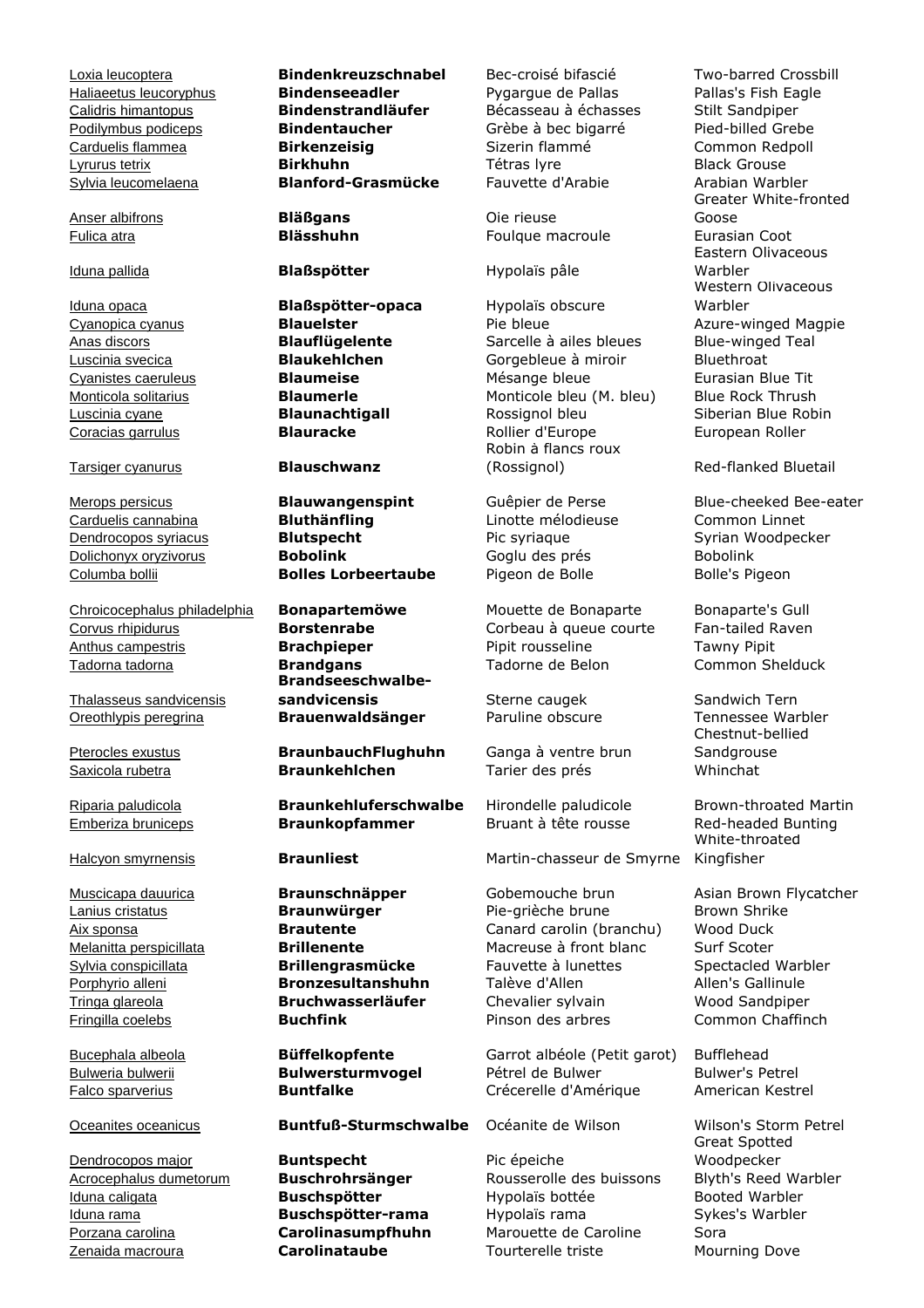| | | | |
|---|---|---|---|
| Loxia leucoptera | **Bindenkreuzschnabel** | Bec-croisé bifascié | Two-barred Crossbill |
| Haliaeetus leucoryphus | **Bindenseeadler** | Pygargue de Pallas | Pallas's Fish Eagle |
| Calidris himantopus | **Bindenstrandläufer** | Bécasseau à échasses | Stilt Sandpiper |
| Podilymbus podiceps | **Bindentaucher** | Grèbe à bec bigarré | Pied-billed Grebe |
| Carduelis flammea | **Birkenzeisig** | Sizerin flammé | Common Redpoll |
| Lyrurus tetrix | **Birkhuhn** | Tétras lyre | Black Grouse |
| Sylvia leucomelaena | **Blanford-Grasmücke** | Fauvette d'Arabie | Arabian Warbler |
| Anser albifrons | **Bläßgans** | Oie rieuse | Greater White-fronted Goose |
| Fulica atra | **Blässhuhn** | Foulque macroule | Eurasian Coot |
| Iduna pallida | **Blaßspötter** | Hypolaïs pâle | Eastern Olivaceous Warbler |
| Iduna opaca | **Blaßspötter-opaca** | Hypolaïs obscure | Western Olivaceous Warbler |
| Cyanopica cyanus | **Blauelster** | Pie bleue | Azure-winged Magpie |
| Anas discors | **Blauflügelente** | Sarcelle à ailes bleues | Blue-winged Teal |
| Luscinia svecica | **Blaukehlchen** | Gorgebleue à miroir | Bluethroat |
| Cyanistes caeruleus | **Blaumeise** | Mésange bleue | Eurasian Blue Tit |
| Monticola solitarius | **Blaumerle** | Monticole bleu (M. bleu) | Blue Rock Thrush |
| Luscinia cyane | **Blaunachtigall** | Rossignol bleu | Siberian Blue Robin |
| Coracias garrulus | **Blauracke** | Rollier d'Europe | European Roller |
| Tarsiger cyanurus | **Blauschwanz** | Robin à flancs roux (Rossignol) | Red-flanked Bluetail |
| Merops persicus | **Blauwangenspint** | Guêpier de Perse | Blue-cheeked Bee-eater |
| Carduelis cannabina | **Bluthänfling** | Linotte mélodieuse | Common Linnet |
| Dendrocopos syriacus | **Blutspecht** | Pic syriaque | Syrian Woodpecker |
| Dolichonyx oryzivorus | **Bobolink** | Goglu des prés | Bobolink |
| Columba bollii | **Bolles Lorbeertaube** | Pigeon de Bolle | Bolle's Pigeon |
| Chroicocephalus philadelphia | **Bonapartemöwe** | Mouette de Bonaparte | Bonaparte's Gull |
| Corvus rhipidurus | **Borstenrabe** | Corbeau à queue courte | Fan-tailed Raven |
| Anthus campestris | **Brachpieper** | Pipit rousseline | Tawny Pipit |
| Tadorna tadorna | **Brandgans** | Tadorne de Belon | Common Shelduck |
| Thalasseus sandvicensis | **Brandseeschwalbe-sandvicensis** | Sterne caugek | Sandwich Tern |
| Oreothlypis peregrina | **Brauenwaldsänger** | Paruline obscure | Tennessee Warbler |
| Pterocles exustus | **BraunbauchFlughuhn** | Ganga à ventre brun | Chestnut-bellied Sandgrouse |
| Saxicola rubetra | **Braunkehlchen** | Tarier des prés | Whinchat |
| Riparia paludicola | **Braunkehluferschwalbe** | Hirondelle paludicole | Brown-throated Martin |
| Emberiza bruniceps | **Braunkopfammer** | Bruant à tête rousse | Red-headed Bunting |
| Halcyon smyrnensis | **Braunliest** | Martin-chasseur de Smyrne | White-throated Kingfisher |
| Muscicapa dauurica | **Braunschnäpper** | Gobemouche brun | Asian Brown Flycatcher |
| Lanius cristatus | **Braunwürger** | Pie-grièche brune | Brown Shrike |
| Aix sponsa | **Brautente** | Canard carolin (branchu) | Wood Duck |
| Melanitta perspicillata | **Brillenente** | Macreuse à front blanc | Surf Scoter |
| Sylvia conspicillata | **Brillengrasmücke** | Fauvette à lunettes | Spectacled Warbler |
| Porphyrio alleni | **Bronzesultanshuhn** | Talève d'Allen | Allen's Gallinule |
| Tringa glareola | **Bruchwasserläufer** | Chevalier sylvain | Wood Sandpiper |
| Fringilla coelebs | **Buchfink** | Pinson des arbres | Common Chaffinch |
| Bucephala albeola | **Büffelkopfente** | Garrot albéole (Petit garot) | Bufflehead |
| Bulweria bulwerii | **Bulwersturmvogel** | Pétrel de Bulwer | Bulwer's Petrel |
| Falco sparverius | **Buntfalke** | Crécerelle d'Amérique | American Kestrel |
| Oceanites oceanicus | **Buntfuß-Sturmschwalbe** | Océanite de Wilson | Wilson's Storm Petrel |
| Dendrocopos major | **Buntspecht** | Pic épeiche | Great Spotted Woodpecker |
| Acrocephalus dumetorum | **Buschrohrsänger** | Rousserolle des buissons | Blyth's Reed Warbler |
| Iduna caligata | **Buschspötter** | Hypolaïs bottée | Booted Warbler |
| Iduna rama | **Buschspötter-rama** | Hypolaïs rama | Sykes's Warbler |
| Porzana carolina | **Carolinasumpfhuhn** | Marouette de Caroline | Sora |
| Zenaida macroura | **Carolinataube** | Tourterelle triste | Mourning Dove |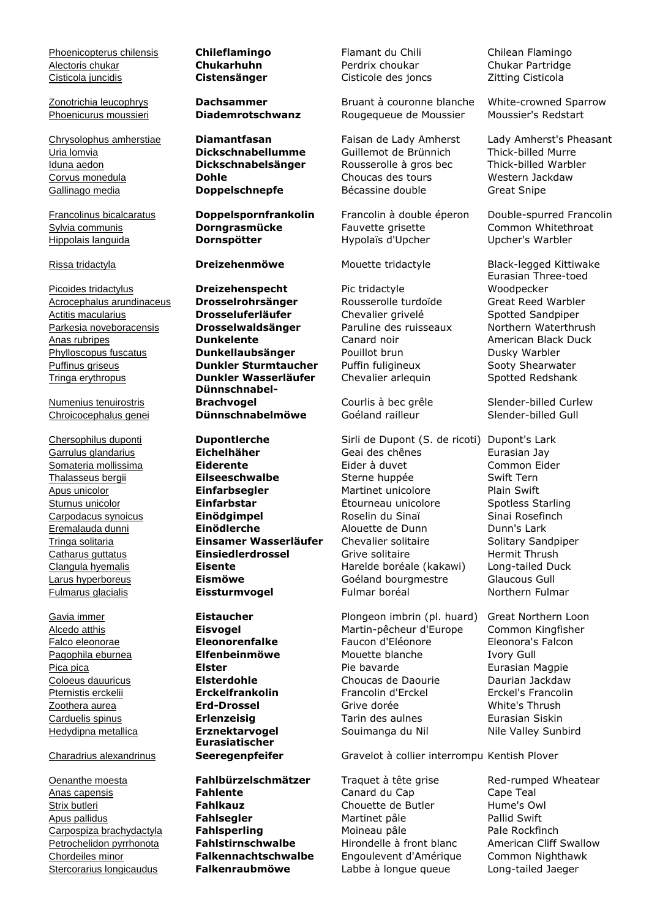| | | | |
|---|---|---|---|
| Phoenicopterus chilensis | **Chileflamingo** | Flamant du Chili | Chilean Flamingo |
| Alectoris chukar | **Chukarhuhn** | Perdrix choukar | Chukar Partridge |
| Cisticola juncidis | **Cistensänger** | Cisticole des joncs | Zitting Cisticola |
| Zonotrichia leucophrys | **Dachsammer** | Bruant à couronne blanche | White-crowned Sparrow |
| Phoenicurus moussieri | **Diademrotschwanz** | Rougequeue de Moussier | Moussier's Redstart |
| Chrysolophus amherstiae | **Diamantfasan** | Faisan de Lady Amherst | Lady Amherst's Pheasant |
| Uria lomvia | **Dickschnabellumme** | Guillemot de Brünnich | Thick-billed Murre |
| Iduna aedon | **Dickschnabelsänger** | Rousserolle à gros bec | Thick-billed Warbler |
| Corvus monedula | **Dohle** | Choucas des tours | Western Jackdaw |
| Gallinago media | **Doppelschnepfe** | Bécassine double | Great Snipe |
| Francolinus bicalcaratus | **Doppelspornfrankolin** | Francolin à double éperon | Double-spurred Francolin |
| Sylvia communis | **Dorngrasmücke** | Fauvette grisette | Common Whitethroat |
| Hippolais languida | **Dornspötter** | Hypolaïs d'Upcher | Upcher's Warbler |
| Rissa tridactyla | **Dreizehenmöwe** | Mouette tridactyle | Black-legged Kittiwake |
| Picoides tridactylus | **Dreizehenspecht** | Pic tridactyle | Eurasian Three-toed Woodpecker |
| Acrocephalus arundinaceus | **Drosselrohrsänger** | Rousserolle turdoïde | Great Reed Warbler |
| Actitis macularius | **Drosseluferläufer** | Chevalier grivelé | Spotted Sandpiper |
| Parkesia noveboracensis | **Drosselwaldsänger** | Paruline des ruisseaux | Northern Waterthrush |
| Anas rubripes | **Dunkelente** | Canard noir | American Black Duck |
| Phylloscopus fuscatus | **Dunkellaubsänger** | Pouillot brun | Dusky Warbler |
| Puffinus griseus | **Dunkler Sturmtaucher** | Puffin fuligineux | Sooty Shearwater |
| Tringa erythropus | **Dunkler Wasserläufer** | Chevalier arlequin | Spotted Redshank |
| Numenius tenuirostris | **Dünnschnabel-Brachvogel** | Courlis à bec grêle | Slender-billed Curlew |
| Chroicocephalus genei | **Dünnschnabelmöwe** | Goéland railleur | Slender-billed Gull |
| Chersophilus duponti | **Dupontlerche** | Sirli de Dupont (S. de ricoti) | Dupont's Lark |
| Garrulus glandarius | **Eichelhäher** | Geai des chênes | Eurasian Jay |
| Somateria mollissima | **Eiderente** | Eider à duvet | Common Eider |
| Thalasseus bergii | **Eilseeschwalbe** | Sterne huppée | Swift Tern |
| Apus unicolor | **Einfarbsegler** | Martinet unicolore | Plain Swift |
| Sturnus unicolor | **Einfarbstar** | Étourneau unicolore | Spotless Starling |
| Carpodacus synoicus | **Einödgimpel** | Roselin du Sinaï | Sinai Rosefinch |
| Eremalauda dunni | **Einödlerche** | Alouette de Dunn | Dunn's Lark |
| Tringa solitaria | **Einsamer Wasserläufer** | Chevalier solitaire | Solitary Sandpiper |
| Catharus guttatus | **Einsiedlerdrossel** | Grive solitaire | Hermit Thrush |
| Clangula hyemalis | **Eisente** | Harelde boréale (kakawi) | Long-tailed Duck |
| Larus hyperboreus | **Eismöwe** | Goéland bourgmestre | Glaucous Gull |
| Fulmarus glacialis | **Eissturmvogel** | Fulmar boréal | Northern Fulmar |
| Gavia immer | **Eistaucher** | Plongeon imbrin (pl. huard) | Great Northern Loon |
| Alcedo atthis | **Eisvogel** | Martin-pêcheur d'Europe | Common Kingfisher |
| Falco eleonorae | **Eleonorenfalke** | Faucon d'Eléonore | Eleonora's Falcon |
| Pagophila eburnea | **Elfenbeinmöwe** | Mouette blanche | Ivory Gull |
| Pica pica | **Elster** | Pie bavarde | Eurasian Magpie |
| Coloeus dauuricus | **Elsterdohle** | Choucas de Daourie | Daurian Jackdaw |
| Pternistis erckelii | **Erckelfrankolin** | Francolin d'Erckel | Erckel's Francolin |
| Zoothera aurea | **Erd-Drossel** | Grive dorée | White's Thrush |
| Carduelis spinus | **Erlenzeisig** | Tarin des aulnes | Eurasian Siskin |
| Hedydipna metallica | **Erznektarvogel** | Souimanga du Nil | Nile Valley Sunbird |
| Charadrius alexandrinus | **Eurasiatischer Seeregenpfeifer** | Gravelot à collier interrompu | Kentish Plover |
| Oenanthe moesta | **Fahlbürzelschmätzer** | Traquet à tête grise | Red-rumped Wheatear |
| Anas capensis | **Fahlente** | Canard du Cap | Cape Teal |
| Strix butleri | **Fahlkauz** | Chouette de Butler | Hume's Owl |
| Apus pallidus | **Fahlsegler** | Martinet pâle | Pallid Swift |
| Carpospiza brachydactyla | **Fahlsperling** | Moineau pâle | Pale Rockfinch |
| Petrochelidon pyrrhonota | **Fahlstirnschwalbe** | Hirondelle à front blanc | American Cliff Swallow |
| Chordeiles minor | **Falkennachtschwalbe** | Engoulevent d'Amérique | Common Nighthawk |
| Stercorarius longicaudus | **Falkenraubmöwe** | Labbe à longue queue | Long-tailed Jaeger |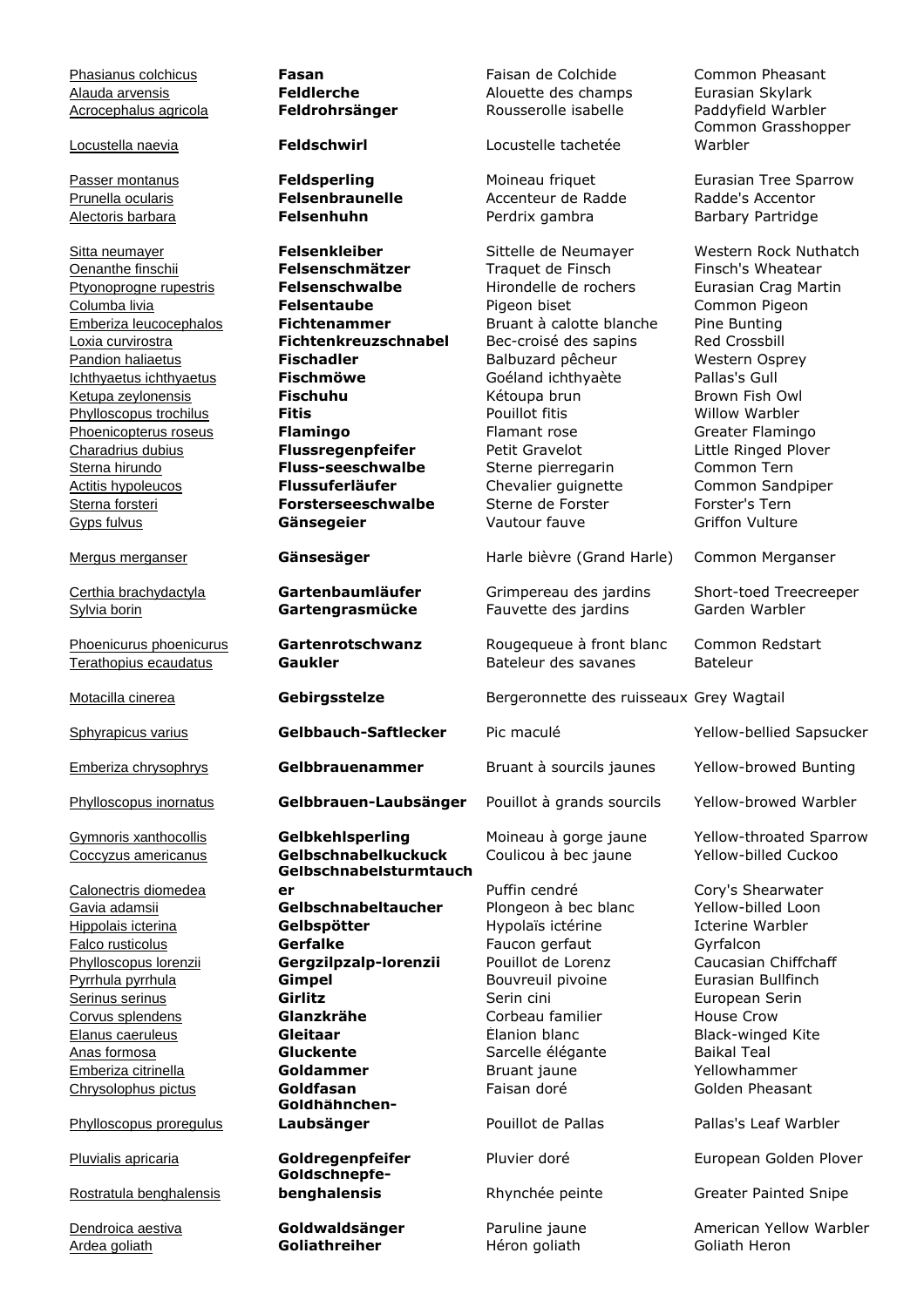| | | | |
|---|---|---|---|
| Phasianus colchicus | **Fasan** | Faisan de Colchide | Common Pheasant |
| Alauda arvensis | **Feldlerche** | Alouette des champs | Eurasian Skylark |
| Acrocephalus agricola | **Feldrohrsänger** | Rousserolle isabelle | Paddyfield Warbler |
| Locustella naevia | **Feldschwirl** | Locustelle tachetée | Common Grasshopper Warbler |
| Passer montanus | **Feldsperling** | Moineau friquet | Eurasian Tree Sparrow |
| Prunella ocularis | **Felsenbraunelle** | Accenteur de Radde | Radde's Accentor |
| Alectoris barbara | **Felsenhuhn** | Perdrix gambra | Barbary Partridge |
| Sitta neumayer | **Felsenkleiber** | Sittelle de Neumayer | Western Rock Nuthatch |
| Oenanthe finschii | **Felsenschmätzer** | Traquet de Finsch | Finsch's Wheatear |
| Ptyonoprogne rupestris | **Felsenschwalbe** | Hirondelle de rochers | Eurasian Crag Martin |
| Columba livia | **Felsentaube** | Pigeon biset | Common Pigeon |
| Emberiza leucocephalos | **Fichtenammer** | Bruant à calotte blanche | Pine Bunting |
| Loxia curvirostra | **Fichtenkreuzschnabel** | Bec-croisé des sapins | Red Crossbill |
| Pandion haliaetus | **Fischadler** | Balbuzard pêcheur | Western Osprey |
| Ichthyaetus ichthyaetus | **Fischmöwe** | Goéland ichthyaète | Pallas's Gull |
| Ketupa zeylonensis | **Fischuhu** | Kétoupa brun | Brown Fish Owl |
| Phylloscopus trochilus | **Fitis** | Pouillot fitis | Willow Warbler |
| Phoenicopterus roseus | **Flamingo** | Flamant rose | Greater Flamingo |
| Charadrius dubius | **Flussregenpfeifer** | Petit Gravelot | Little Ringed Plover |
| Sterna hirundo | **Fluss-seeschwalbe** | Sterne pierregarin | Common Tern |
| Actitis hypoleucos | **Flussuferläufer** | Chevalier guignette | Common Sandpiper |
| Sterna forsteri | **Forsterseeschwalbe** | Sterne de Forster | Forster's Tern |
| Gyps fulvus | **Gänsegeier** | Vautour fauve | Griffon Vulture |
| Mergus merganser | **Gänsesäger** | Harle bièvre (Grand Harle) | Common Merganser |
| Certhia brachydactyla | **Gartenbaumläufer** | Grimpereau des jardins | Short-toed Treecreeper |
| Sylvia borin | **Gartengrasmücke** | Fauvette des jardins | Garden Warbler |
| Phoenicurus phoenicurus | **Gartenrotschwanz** | Rougequeue à front blanc | Common Redstart |
| Terathopius ecaudatus | **Gaukler** | Bateleur des savanes | Bateleur |
| Motacilla cinerea | **Gebirgsstelze** | Bergeronnette des ruisseaux | Grey Wagtail |
| Sphyrapicus varius | **Gelbbauch-Saftlecker** | Pic maculé | Yellow-bellied Sapsucker |
| Emberiza chrysophrys | **Gelbbrauenammer** | Bruant à sourcils jaunes | Yellow-browed Bunting |
| Phylloscopus inornatus | **Gelbbrauen-Laubsänger** | Pouillot à grands sourcils | Yellow-browed Warbler |
| Gymnoris xanthocollis | **Gelbkehlsperling** | Moineau à gorge jaune | Yellow-throated Sparrow |
| Coccyzus americanus | **Gelbschnabelkuckuck** | Coulicou à bec jaune | Yellow-billed Cuckoo |
| Calonectris diomedea | **Gelbschnabelsturmtaucher** | Puffin cendré | Cory's Shearwater |
| Gavia adamsii | **Gelbschnabeltaucher** | Plongeon à bec blanc | Yellow-billed Loon |
| Hippolais icterina | **Gelbspötter** | Hypolaïs ictérine | Icterine Warbler |
| Falco rusticolus | **Gerfalke** | Faucon gerfaut | Gyrfalcon |
| Phylloscopus lorenzii | **Gergzilpzalp-lorenzii** | Pouillot de Lorenz | Caucasian Chiffchaff |
| Pyrrhula pyrrhula | **Gimpel** | Bouvreuil pivoine | Eurasian Bullfinch |
| Serinus serinus | **Girlitz** | Serin cini | European Serin |
| Corvus splendens | **Glanzkrähe** | Corbeau familier | House Crow |
| Elanus caeruleus | **Gleitaar** | Élanion blanc | Black-winged Kite |
| Anas formosa | **Gluckente** | Sarcelle élégante | Baikal Teal |
| Emberiza citrinella | **Goldammer** | Bruant jaune | Yellowhammer |
| Chrysolophus pictus | **Goldfasan** | Faisan doré | Golden Pheasant |
| Phylloscopus proregulus | **Goldhähnchen-Laubsänger** | Pouillot de Pallas | Pallas's Leaf Warbler |
| Pluvialis apricaria | **Goldregenpfeifer** | Pluvier doré | European Golden Plover |
| Rostratula benghalensis | **Goldschnepfe-benghalensis** | Rhynchée peinte | Greater Painted Snipe |
| Dendroica aestiva | **Goldwaldsänger** | Paruline jaune | American Yellow Warbler |
| Ardea goliath | **Goliathreiher** | Héron goliath | Goliath Heron |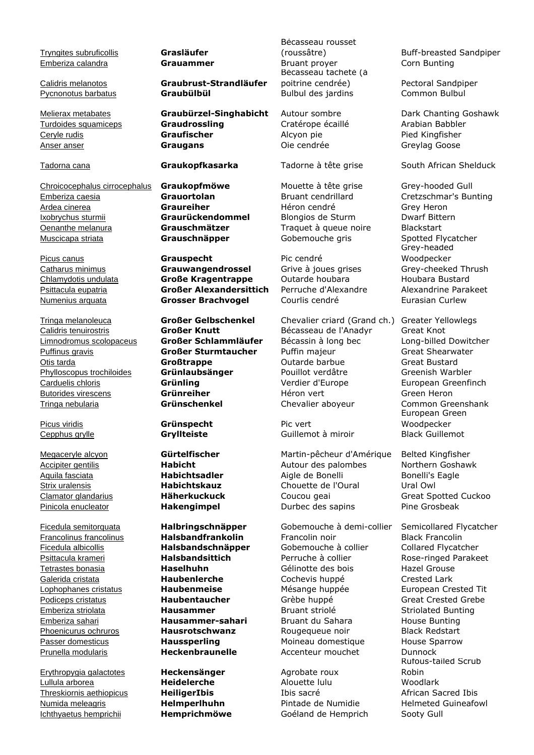| | | | |
|---|---|---|---|
| Tryngites subruficollis | **Grasläufer** | Bécasseau rousset (roussâtre) | Buff-breasted Sandpiper |
| Emberiza calandra | **Grauammer** | Bruant proyer | Corn Bunting |
| Calidris melanotos | **Graubrust-Strandläufer** | Bécasseau tacheté (à poitrine cendrée) | Pectoral Sandpiper |
| Pycnonotus barbatus | **Graubülbül** | Bulbul des jardins | Common Bulbul |
| Melierax metabates | **Graubürzel-Singhabicht** | Autour sombre | Dark Chanting Goshawk |
| Turdoides squamiceps | **Graudrossling** | Cratérope écaillé | Arabian Babbler |
| Ceryle rudis | **Graufischer** | Alcyon pie | Pied Kingfisher |
| Anser anser | **Graugans** | Oie cendrée | Greylag Goose |
| Tadorna cana | **Graukopfkasarka** | Tadorne à tête grise | South African Shelduck |
| Chroicocephalus cirrocephalus | **Graukopfmöwe** | Mouette à tête grise | Grey-hooded Gull |
| Emberiza caesia | **Grauortolan** | Bruant cendrillard | Cretzschmar's Bunting |
| Ardea cinerea | **Graureiher** | Héron cendré | Grey Heron |
| Ixobrychus sturmii | **Graurückendommel** | Blongios de Sturm | Dwarf Bittern |
| Oenanthe melanura | **Grauschmätzer** | Traquet à queue noire | Blackstart |
| Muscicapa striata | **Grauschnäpper** | Gobemouche gris | Spotted Flycatcher |
| Picus canus | **Grauspecht** | Pic cendré | Grey-headed Woodpecker |
| Catharus minimus | **Grauwangendrossel** | Grive à joues grises | Grey-cheeked Thrush |
| Chlamydotis undulata | **Große Kragentrappe** | Outarde houbara | Houbara Bustard |
| Psittacula eupatria | **Großer Alexandersittich** | Perruche d'Alexandre | Alexandrine Parakeet |
| Numenius arquata | **Grosser Brachvogel** | Courlis cendré | Eurasian Curlew |
| Tringa melanoleuca | **Großer Gelbschenkel** | Chevalier criard (Grand ch.) | Greater Yellowlegs |
| Calidris tenuirostris | **Großer Knutt** | Bécasseau de l'Anadyr | Great Knot |
| Limnodromus scolopaceus | **Großer Schlammläufer** | Bécassin à long bec | Long-billed Dowitcher |
| Puffinus gravis | **Großer Sturmtaucher** | Puffin majeur | Great Shearwater |
| Otis tarda | **Großtrappe** | Outarde barbue | Great Bustard |
| Phylloscopus trochiloides | **Grünlaubsänger** | Pouillot verdâtre | Greenish Warbler |
| Carduelis chloris | **Grünling** | Verdier d'Europe | European Greenfinch |
| Butorides virescens | **Grünreiher** | Héron vert | Green Heron |
| Tringa nebularia | **Grünschenkel** | Chevalier aboyeur | Common Greenshank |
| Picus viridis | **Grünspecht** | Pic vert | European Green Woodpecker |
| Cepphus grylle | **Gryllteiste** | Guillemot à miroir | Black Guillemot |
| Megaceryle alcyon | **Gürtelfischer** | Martin-pêcheur d'Amérique | Belted Kingfisher |
| Accipiter gentilis | **Habicht** | Autour des palombes | Northern Goshawk |
| Aquila fasciata | **Habichtsadler** | Aigle de Bonelli | Bonelli's Eagle |
| Strix uralensis | **Habichtskauz** | Chouette de l'Oural | Ural Owl |
| Clamator glandarius | **Häherkuckuck** | Coucou geai | Great Spotted Cuckoo |
| Pinicola enucleator | **Hakengimpel** | Durbec des sapins | Pine Grosbeak |
| Ficedula semitorquata | **Halbringschnäpper** | Gobemouche à demi-collier | Semicollared Flycatcher |
| Francolinus francolinus | **Halsbandfrankolin** | Francolin noir | Black Francolin |
| Ficedula albicollis | **Halsbandschnäpper** | Gobemouche à collier | Collared Flycatcher |
| Psittacula krameri | **Halsbandsittich** | Perruche à collier | Rose-ringed Parakeet |
| Tetrastes bonasia | **Haselhuhn** | Gélinotte des bois | Hazel Grouse |
| Galerida cristata | **Haubenlerche** | Cochevis huppé | Crested Lark |
| Lophophanes cristatus | **Haubenmeise** | Mésange huppée | European Crested Tit |
| Podiceps cristatus | **Haubentaucher** | Grèbe huppé | Great Crested Grebe |
| Emberiza striolata | **Hausammer** | Bruant striolé | Striolated Bunting |
| Emberiza sahari | **Hausammer-sahari** | Bruant du Sahara | House Bunting |
| Phoenicurus ochruros | **Hausrotschwanz** | Rougequeue noir | Black Redstart |
| Passer domesticus | **Haussperling** | Moineau domestique | House Sparrow |
| Prunella modularis | **Heckenbraunelle** | Accenteur mouchet | Dunnock |
| Erythropygia galactotes | **Heckensänger** | Agrobate roux | Rufous-tailed Scrub Robin |
| Lullula arborea | **Heidelerche** | Alouette lulu | Woodlark |
| Threskiornis aethiopicus | **HeiligerIbis** | Ibis sacré | African Sacred Ibis |
| Numida meleagris | **Helmperlhuhn** | Pintade de Numidie | Helmeted Guineafowl |
| Ichthyaetus hemprichii | **Hemprichmöwe** | Goéland de Hemprich | Sooty Gull |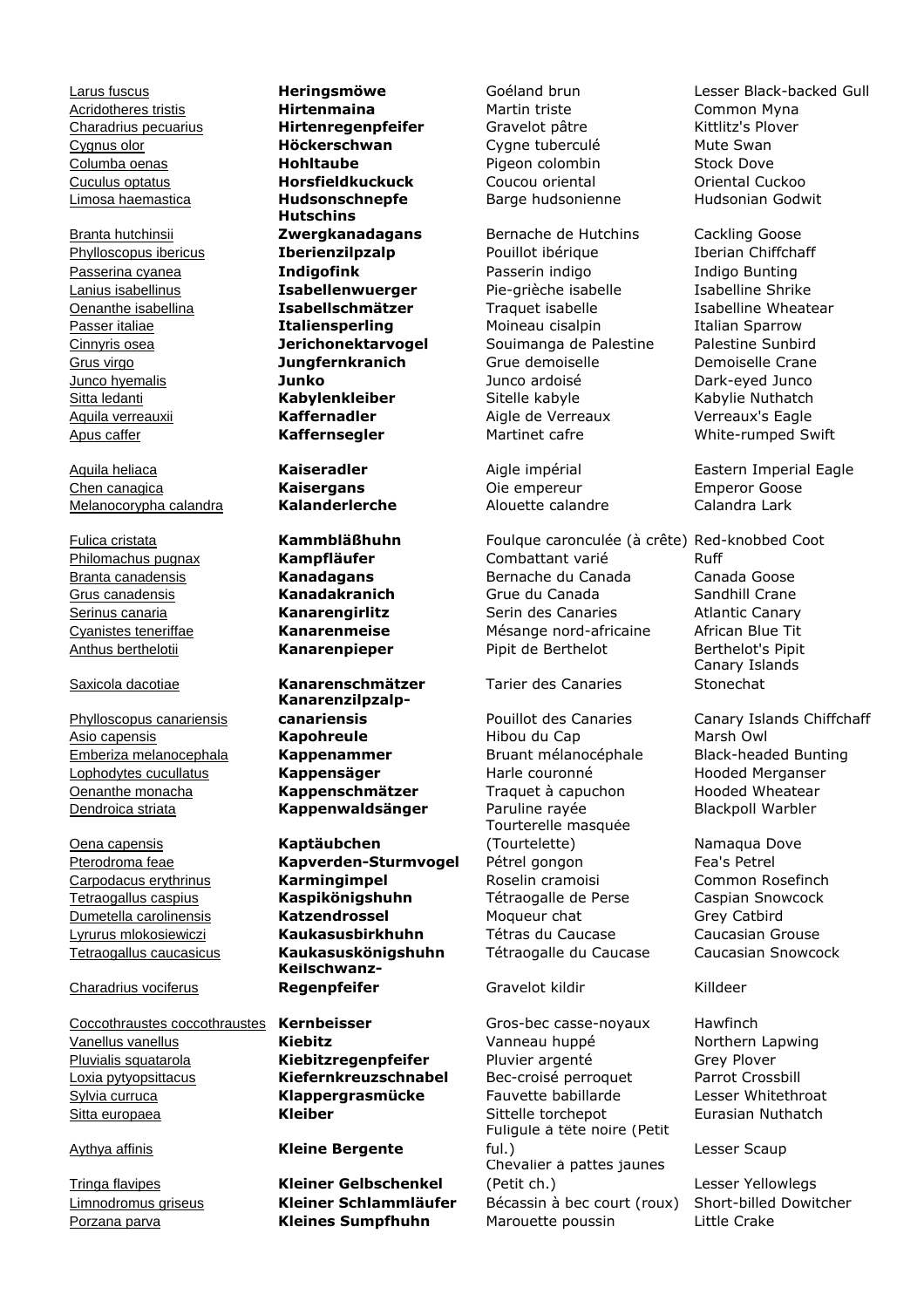| | | | |
|---|---|---|---|
| Larus fuscus | **Heringsmöwe** | Goéland brun | Lesser Black-backed Gull |
| Acridotheres tristis | **Hirtenmaina** | Martin triste | Common Myna |
| Charadrius pecuarius | **Hirtenregenpfeifer** | Gravelot pâtre | Kittlitz's Plover |
| Cygnus olor | **Höckerschwan** | Cygne tuberculé | Mute Swan |
| Columba oenas | **Hohltaube** | Pigeon colombin | Stock Dove |
| Cuculus optatus | **Horsfieldkuckuck** | Coucou oriental | Oriental Cuckoo |
| Limosa haemastica | **Hudsonschnepfe** | Barge hudsonienne | Hudsonian Godwit |
| Branta hutchinsii | **Hutschins Zwergkanadagans** | Bernache de Hutchins | Cackling Goose |
| Phylloscopus ibericus | **Iberienzilpzalp** | Pouillot ibérique | Iberian Chiffchaff |
| Passerina cyanea | **Indigofink** | Passerin indigo | Indigo Bunting |
| Lanius isabellinus | **Isabellenwuerger** | Pie-grièche isabelle | Isabelline Shrike |
| Oenanthe isabellina | **Isabellschmätzer** | Traquet isabelle | Isabelline Wheatear |
| Passer italiae | **Italiensperling** | Moineau cisalpin | Italian Sparrow |
| Cinnyris osea | **Jerichonektarvogel** | Souimanga de Palestine | Palestine Sunbird |
| Grus virgo | **Jungfernkranich** | Grue demoiselle | Demoiselle Crane |
| Junco hyemalis | **Junko** | Junco ardoisé | Dark-eyed Junco |
| Sitta ledanti | **Kabylenkleiber** | Sitelle kabyle | Kabylie Nuthatch |
| Aquila verreauxii | **Kaffernadler** | Aigle de Verreaux | Verreaux's Eagle |
| Apus caffer | **Kaffernsegler** | Martinet cafre | White-rumped Swift |
| Aquila heliaca | **Kaiseradler** | Aigle impérial | Eastern Imperial Eagle |
| Chen canagica | **Kaisergans** | Oie empereur | Emperor Goose |
| Melanocorypha calandra | **Kalanderlerche** | Alouette calandre | Calandra Lark |
| Fulica cristata | **Kammbläßhuhn** | Foulque caronculée (à crête) | Red-knobbed Coot |
| Philomachus pugnax | **Kampfläufer** | Combattant varié | Ruff |
| Branta canadensis | **Kanadagans** | Bernache du Canada | Canada Goose |
| Grus canadensis | **Kanadakranich** | Grue du Canada | Sandhill Crane |
| Serinus canaria | **Kanarengirlitz** | Serin des Canaries | Atlantic Canary |
| Cyanistes teneriffae | **Kanarenmeise** | Mésange nord-africaine | African Blue Tit |
| Anthus berthelotii | **Kanarenpieper** | Pipit de Berthelot | Berthelot's Pipit |
| Saxicola dacotiae | **Kanarenschmätzer** | Tarier des Canaries | Canary Islands Stonechat |
| Phylloscopus canariensis | **Kanarenzilpzalp-canariensis** | Pouillot des Canaries | Canary Islands Chiffchaff |
| Asio capensis | **Kapohreule** | Hibou du Cap | Marsh Owl |
| Emberiza melanocephala | **Kappenammer** | Bruant mélanocéphale | Black-headed Bunting |
| Lophodytes cucullatus | **Kappensäger** | Harle couronné | Hooded Merganser |
| Oenanthe monacha | **Kappenschmätzer** | Traquet à capuchon | Hooded Wheatear |
| Dendroica striata | **Kappenwaldsänger** | Paruline rayée | Blackpoll Warbler |
| Oena capensis | **Kaptäubchen** | Tourterelle masquée (Tourtelette) | Namaqua Dove |
| Pterodroma feae | **Kapverden-Sturmvogel** | Pétrel gongon | Fea's Petrel |
| Carpodacus erythrinus | **Karmingimpel** | Roselin cramoisi | Common Rosefinch |
| Tetraogallus caspius | **Kaspikönigshuhn** | Tétraogalle de Perse | Caspian Snowcock |
| Dumetella carolinensis | **Katzendrossel** | Moqueur chat | Grey Catbird |
| Lyrurus mlokosiewiczi | **Kaukasusbirkhuhn** | Tétras du Caucase | Caucasian Grouse |
| Tetraogallus caucasicus | **Kaukasuskönigshuhn** | Tétraogalle du Caucase | Caucasian Snowcock |
| Charadrius vociferus | **Keilschwanz-Regenpfeifer** | Gravelot kildir | Killdeer |
| Coccothraustes coccothraustes | **Kernbeisser** | Gros-bec casse-noyaux | Hawfinch |
| Vanellus vanellus | **Kiebitz** | Vanneau huppé | Northern Lapwing |
| Pluvialis squatarola | **Kiebitzregenpfeifer** | Pluvier argenté | Grey Plover |
| Loxia pytyopsittacus | **Kiefernkreuzschnabel** | Bec-croisé perroquet | Parrot Crossbill |
| Sylvia curruca | **Klappergrasmücke** | Fauvette babillarde | Lesser Whitethroat |
| Sitta europaea | **Kleiber** | Sittelle torchepot | Eurasian Nuthatch |
| Aythya affinis | **Kleine Bergente** | Fuligule à tête noire (Petit ful.) | Lesser Scaup |
| Tringa flavipes | **Kleiner Gelbschenkel** | Chevalier à pattes jaunes (Petit ch.) | Lesser Yellowlegs |
| Limnodromus griseus | **Kleiner Schlammläufer** | Bécassin à bec court (roux) | Short-billed Dowitcher |
| Porzana parva | **Kleines Sumpfhuhn** | Marouette poussin | Little Crake |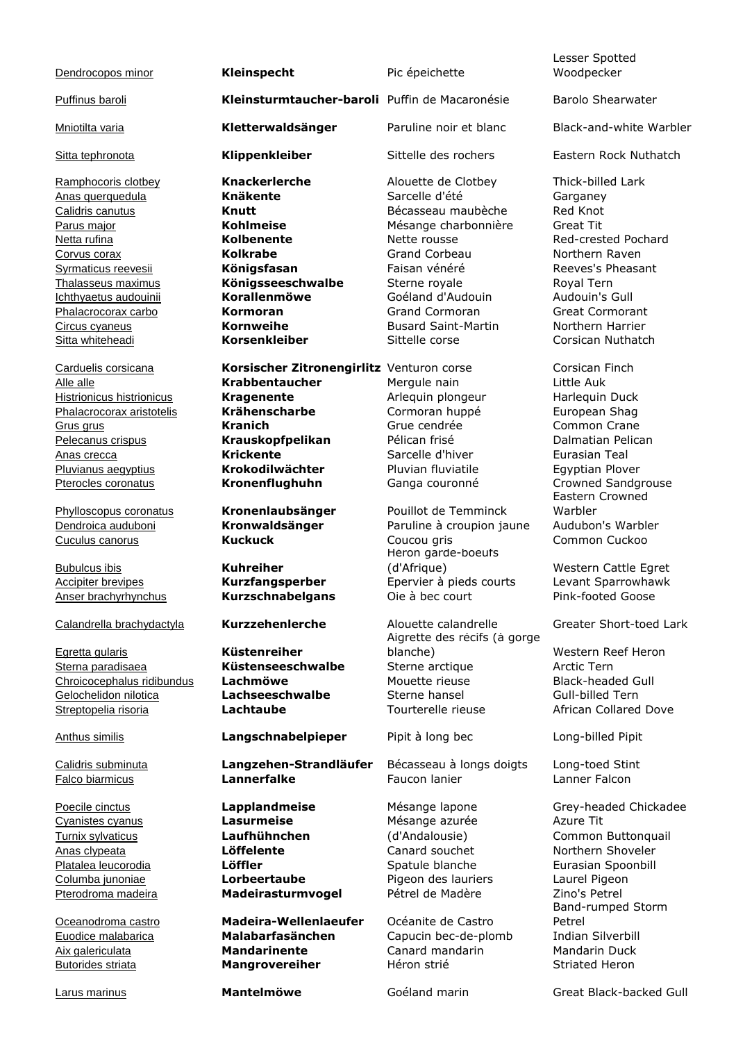| | | | |
|---|---|---|---|
| Dendrocopos minor | **Kleinspecht** | Pic épeichette | Lesser Spotted Woodpecker |
| Puffinus baroli | **Kleinsturmtaucher-baroli** | Puffin de Macaronésie | Barolo Shearwater |
| Mniotilta varia | **Kletterwaldsänger** | Paruline noir et blanc | Black-and-white Warbler |
| Sitta tephronota | **Klippenkleiber** | Sittelle des rochers | Eastern Rock Nuthatch |
| Ramphocoris clotbey | **Knackerlerche** | Alouette de Clotbey | Thick-billed Lark |
| Anas querquedula | **Knäkente** | Sarcelle d'été | Garganey |
| Calidris canutus | **Knutt** | Bécasseau maubèche | Red Knot |
| Parus major | **Kohlmeise** | Mésange charbonnière | Great Tit |
| Netta rufina | **Kolbenente** | Nette rousse | Red-crested Pochard |
| Corvus corax | **Kolkrabe** | Grand Corbeau | Northern Raven |
| Syrmaticus reevesii | **Königsfasan** | Faisan vénéré | Reeves's Pheasant |
| Thalasseus maximus | **Königsseeschwalbe** | Sterne royale | Royal Tern |
| Ichthyaetus audouinii | **Korallenmöwe** | Goéland d'Audouin | Audouin's Gull |
| Phalacrocorax carbo | **Kormoran** | Grand Cormoran | Great Cormorant |
| Circus cyaneus | **Kornweihe** | Busard Saint-Martin | Northern Harrier |
| Sitta whiteheadi | **Korsenkleiber** | Sittelle corse | Corsican Nuthatch |
| Carduelis corsicana | **Korsischer Zitronengirlitz** | Venturon corse | Corsican Finch |
| Alle alle | **Krabbentaucher** | Mergule nain | Little Auk |
| Histrionicus histrionicus | **Kragenente** | Arlequin plongeur | Harlequin Duck |
| Phalacrocorax aristotelis | **Krähenscharbe** | Cormoran huppé | European Shag |
| Grus grus | **Kranich** | Grue cendrée | Common Crane |
| Pelecanus crispus | **Krauskopfpelikan** | Pélican frisé | Dalmatian Pelican |
| Anas crecca | **Krickente** | Sarcelle d'hiver | Eurasian Teal |
| Pluvianus aegyptius | **Krokodilwächter** | Pluvian fluviatile | Egyptian Plover |
| Pterocles coronatus | **Kronenflughuhn** | Ganga couronné | Crowned Sandgrouse |
| Phylloscopus coronatus | **Kronenlaubsänger** | Pouillot de Temminck | Eastern Crowned Warbler |
| Dendroica auduboni | **Kronwaldsänger** | Paruline à croupion jaune | Audubon's Warbler |
| Cuculus canorus | **Kuckuck** | Coucou gris | Common Cuckoo |
| Bubulcus ibis | **Kuhreiher** | Héron garde-boeufs (d'Afrique) | Western Cattle Egret |
| Accipiter brevipes | **Kurzfangsperber** | Epervier à pieds courts | Levant Sparrowhawk |
| Anser brachyrhynchus | **Kurzschnabelgans** | Oie à bec court | Pink-footed Goose |
| Calandrella brachydactyla | **Kurzzehenlerche** | Alouette calandrelle | Greater Short-toed Lark |
| Egretta gularis | **Küstenreiher** | Aigrette des récifs (à gorge blanche) | Western Reef Heron |
| Sterna paradisaea | **Küstenseeschwalbe** | Sterne arctique | Arctic Tern |
| Chroicocephalus ridibundus | **Lachmöwe** | Mouette rieuse | Black-headed Gull |
| Gelochelidon nilotica | **Lachseeschwalbe** | Sterne hansel | Gull-billed Tern |
| Streptopelia risoria | **Lachtaube** | Tourterelle rieuse | African Collared Dove |
| Anthus similis | **Langschnabelpieper** | Pipit à long bec | Long-billed Pipit |
| Calidris subminuta | **Langzehen-Strandläufer** | Bécasseau à longs doigts | Long-toed Stint |
| Falco biarmicus | **Lannerfalke** | Faucon lanier | Lanner Falcon |
| Poecile cinctus | **Lapplandmeise** | Mésange lapone | Grey-headed Chickadee |
| Cyanistes cyanus | **Lasurmeise** | Mésange azurée | Azure Tit |
| Turnix sylvaticus | **Laufhühnchen** | (d'Andalousie) | Common Buttonquail |
| Anas clypeata | **Löffelente** | Canard souchet | Northern Shoveler |
| Platalea leucorodia | **Löffler** | Spatule blanche | Eurasian Spoonbill |
| Columba junoniae | **Lorbeertaube** | Pigeon des lauriers | Laurel Pigeon |
| Pterodroma madeira | **Madeirasturmvogel** | Pétrel de Madère | Zino's Petrel |
| Oceanodroma castro | **Madeira-Wellenlaeufer** | Océanite de Castro | Band-rumped Storm Petrel |
| Euodice malabarica | **Malabarfasänchen** | Capucin bec-de-plomb | Indian Silverbill |
| Aix galericulata | **Mandarinente** | Canard mandarin | Mandarin Duck |
| Butorides striata | **Mangrovereiher** | Héron strié | Striated Heron |
| Larus marinus | **Mantelmöwe** | Goéland marin | Great Black-backed Gull |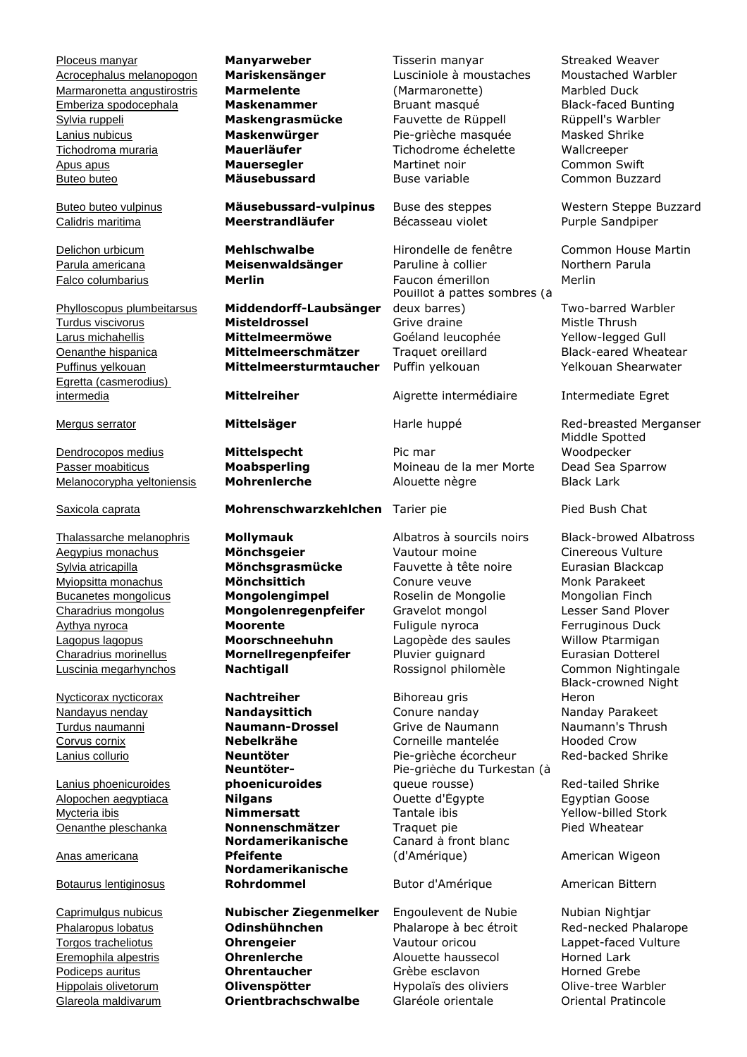| | | | |
|---|---|---|---|
| Ploceus manyar | **Manyarweber** | Tisserin manyar | Streaked Weaver |
| Acrocephalus melanopogon | **Mariskensänger** | Lusciniole à moustaches | Moustached Warbler |
| Marmaronetta angustirostris | **Marmelente** | (Marmaronette) | Marbled Duck |
| Emberiza spodocephala | **Maskenammer** | Bruant masqué | Black-faced Bunting |
| Sylvia ruppeli | **Maskengrasmücke** | Fauvette de Rüppell | Rüppell's Warbler |
| Lanius nubicus | **Maskenwürger** | Pie-grièche masquée | Masked Shrike |
| Tichodroma muraria | **Mauerläufer** | Tichodrome échelette | Wallcreeper |
| Apus apus | **Mauersegler** | Martinet noir | Common Swift |
| Buteo buteo | **Mäusebussard** | Buse variable | Common Buzzard |
| Buteo buteo vulpinus | **Mäusebussard-vulpinus** | Buse des steppes | Western Steppe Buzzard |
| Calidris maritima | **Meerstrandläufer** | Bécasseau violet | Purple Sandpiper |
| Delichon urbicum | **Mehlschwalbe** | Hirondelle de fenêtre | Common House Martin |
| Parula americana | **Meisenwaldsänger** | Paruline à collier | Northern Parula |
| Falco columbarius | **Merlin** | Faucon émerillon | Merlin |
| Phylloscopus plumbeitarsus | **Middendorff-Laubsänger** | Pouillot à pattes sombres (à deux barres) | Two-barred Warbler |
| Turdus viscivorus | **Misteldrossel** | Grive draine | Mistle Thrush |
| Larus michahellis | **Mittelmeermöwe** | Goéland leucophée | Yellow-legged Gull |
| Oenanthe hispanica | **Mittelmeerschmätzer** | Traquet oreillard | Black-eared Wheatear |
| Puffinus yelkouan | **Mittelmeersturmtaucher** | Puffin yelkouan | Yelkouan Shearwater |
| Egretta (casmerodius) intermedia | **Mittelreiher** | Aigrette intermédiaire | Intermediate Egret |
| Mergus serrator | **Mittelsäger** | Harle huppé | Red-breasted Merganser |
| Dendrocopos medius | **Mittelspecht** | Pic mar | Middle Spotted Woodpecker |
| Passer moabiticus | **Moabsperling** | Moineau de la mer Morte | Dead Sea Sparrow |
| Melanocorypha yeltoniensis | **Mohrenlerche** | Alouette nègre | Black Lark |
| Saxicola caprata | **Mohrenschwarzkehlchen** | Tarier pie | Pied Bush Chat |
| Thalassarche melanophris | **Mollymauk** | Albatros à sourcils noirs | Black-browed Albatross |
| Aegypius monachus | **Mönchsgeier** | Vautour moine | Cinereous Vulture |
| Sylvia atricapilla | **Mönchsgrasmücke** | Fauvette à tête noire | Eurasian Blackcap |
| Myiopsitta monachus | **Mönchsittich** | Conure veuve | Monk Parakeet |
| Bucanetes mongolicus | **Mongolengimpel** | Roselin de Mongolie | Mongolian Finch |
| Charadrius mongolus | **Mongolenregenpfeifer** | Gravelot mongol | Lesser Sand Plover |
| Aythya nyroca | **Moorente** | Fuligule nyroca | Ferruginous Duck |
| Lagopus lagopus | **Moorschneehuhn** | Lagopède des saules | Willow Ptarmigan |
| Charadrius morinellus | **Mornellregenpfeifer** | Pluvier guignard | Eurasian Dotterel |
| Luscinia megarhynchos | **Nachtigall** | Rossignol philomèle | Common Nightingale |
| Nycticorax nycticorax | **Nachtreiher** | Bihoreau gris | Black-crowned Night Heron |
| Nandayus nenday | **Nandaysittich** | Conure nanday | Nanday Parakeet |
| Turdus naumanni | **Naumann-Drossel** | Grive de Naumann | Naumann's Thrush |
| Corvus cornix | **Nebelkrähe** | Corneille mantelée | Hooded Crow |
| Lanius collurio | **Neuntöter** | Pie-grièche écorcheur | Red-backed Shrike |
| Lanius phoenicuroides | **Neuntöter-phoenicuroides** | Pie-grièche du Turkestan (à queue rousse) | Red-tailed Shrike |
| Alopochen aegyptiaca | **Nilgans** | Ouette d'Égypte | Egyptian Goose |
| Mycteria ibis | **Nimmersatt** | Tantale ibis | Yellow-billed Stork |
| Oenanthe pleschanka | **Nonnenschmätzer** | Traquet pie | Pied Wheatear |
| Anas americana | **Nordamerikanische Pfeifente** | Canard à front blanc (d'Amérique) | American Wigeon |
| Botaurus lentiginosus | **Nordamerikanische Rohrdommel** | Butor d'Amérique | American Bittern |
| Caprimulgus nubicus | **Nubischer Ziegenmelker** | Engoulevent de Nubie | Nubian Nightjar |
| Phalaropus lobatus | **Odinshühnchen** | Phalarope à bec étroit | Red-necked Phalarope |
| Torgos tracheliotus | **Ohrengeier** | Vautour oricou | Lappet-faced Vulture |
| Eremophila alpestris | **Ohrenlerche** | Alouette haussecol | Horned Lark |
| Podiceps auritus | **Ohrentaucher** | Grèbe esclavon | Horned Grebe |
| Hippolais olivetorum | **Olivenspötter** | Hypolaïs des oliviers | Olive-tree Warbler |
| Glareola maldivarum | **Orientbrachschwalbe** | Glaréole orientale | Oriental Pratincole |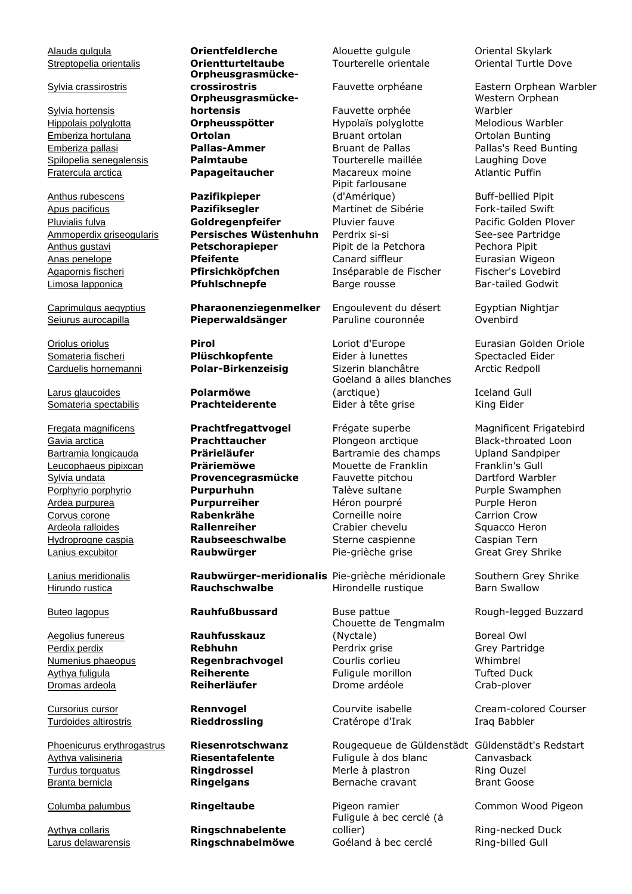| | | | |
|---|---|---|---|
| Alauda gulgula | **Orientfeldlerche** | Alouette gulgule | Oriental Skylark |
| Streptopelia orientalis | **Orientturteltaube** | Tourterelle orientale | Oriental Turtle Dove |
| Sylvia crassirostris | **Orpheusgrasmücke-crossirostris** | Fauvette orphéane | Eastern Orphean Warbler |
| Sylvia hortensis | **Orpheusgrasmücke-hortensis** | Fauvette orphée | Western Orphean Warbler |
| Hippolais polyglotta | **Orpheusspötter** | Hypolaïs polyglotte | Melodious Warbler |
| Emberiza hortulana | **Ortolan** | Bruant ortolan | Ortolan Bunting |
| Emberiza pallasi | **Pallas-Ammer** | Bruant de Pallas | Pallas's Reed Bunting |
| Spilopelia senegalensis | **Palmtaube** | Tourterelle maillée | Laughing Dove |
| Fratercula arctica | **Papageitaucher** | Macareux moine | Atlantic Puffin |
| Anthus rubescens | **Pazifikpieper** | Pipit farlousane (d'Amérique) | Buff-bellied Pipit |
| Apus pacificus | **Pazifiksegler** | Martinet de Sibérie | Fork-tailed Swift |
| Pluvialis fulva | **Goldregenpfeifer** | Pluvier fauve | Pacific Golden Plover |
| Ammoperdix griseogularis | **Persisches Wüstenhuhn** | Perdrix si-si | See-see Partridge |
| Anthus gustavi | **Petschorapieper** | Pipit de la Petchora | Pechora Pipit |
| Anas penelope | **Pfeifente** | Canard siffleur | Eurasian Wigeon |
| Agapornis fischeri | **Pfirsichköpfchen** | Inséparable de Fischer | Fischer's Lovebird |
| Limosa lapponica | **Pfuhlschnepfe** | Barge rousse | Bar-tailed Godwit |
| Caprimulgus aegyptius | **Pharaonenziegenmelker** | Engoulevent du désert | Egyptian Nightjar |
| Seiurus aurocapilla | **Pieperwaldsänger** | Paruline couronnée | Ovenbird |
| Oriolus oriolus | **Pirol** | Loriot d'Europe | Eurasian Golden Oriole |
| Somateria fischeri | **Plüschkopfente** | Eider à lunettes | Spectacled Eider |
| Carduelis hornemanni | **Polar-Birkenzeisig** | Sizerin blanchâtre | Arctic Redpoll |
| Larus glaucoides | **Polarmöwe** | Goéland à ailes blanches (arctique) | Iceland Gull |
| Somateria spectabilis | **Prachteiderente** | Eider à tête grise | King Eider |
| Fregata magnificens | **Prachtfregattvogel** | Frégate superbe | Magnificent Frigatebird |
| Gavia arctica | **Prachttaucher** | Plongeon arctique | Black-throated Loon |
| Bartramia longicauda | **Prärieläufer** | Bartramie des champs | Upland Sandpiper |
| Leucophaeus pipixcan | **Präriemöwe** | Mouette de Franklin | Franklin's Gull |
| Sylvia undata | **Provencegrasmücke** | Fauvette pitchou | Dartford Warbler |
| Porphyrio porphyrio | **Purpurhuhn** | Talève sultane | Purple Swamphen |
| Ardea purpurea | **Purpurreiher** | Héron pourpré | Purple Heron |
| Corvus corone | **Rabenkrähe** | Corneille noire | Carrion Crow |
| Ardeola ralloides | **Rallenreiher** | Crabier chevelu | Squacco Heron |
| Hydroprogne caspia | **Raubseeschwalbe** | Sterne caspienne | Caspian Tern |
| Lanius excubitor | **Raubwürger** | Pie-grièche grise | Great Grey Shrike |
| Lanius meridionalis | **Raubwürger-meridionalis** | Pie-grièche méridionale | Southern Grey Shrike |
| Hirundo rustica | **Rauchschwalbe** | Hirondelle rustique | Barn Swallow |
| Buteo lagopus | **Rauhfußbussard** | Buse pattue | Rough-legged Buzzard |
| Aegolius funereus | **Rauhfusskauz** | Chouette de Tengmalm (Nyctale) | Boreal Owl |
| Perdix perdix | **Rebhuhn** | Perdrix grise | Grey Partridge |
| Numenius phaeopus | **Regenbrachvogel** | Courlis corlieu | Whimbrel |
| Aythya fuligula | **Reiherente** | Fuligule morillon | Tufted Duck |
| Dromas ardeola | **Reiherläufer** | Drome ardéole | Crab-plover |
| Cursorius cursor | **Rennvogel** | Courvite isabelle | Cream-colored Courser |
| Turdoides altirostris | **Rieddrossling** | Cratérope d'Irak | Iraq Babbler |
| Phoenicurus erythrogastrus | **Riesenrotschwanz** | Rougequeue de Güldenstädt | Güldenstädt's Redstart |
| Aythya valisineria | **Riesentafelente** | Fuligule à dos blanc | Canvasback |
| Turdus torquatus | **Ringdrossel** | Merle à plastron | Ring Ouzel |
| Branta bernicla | **Ringelgans** | Bernache cravant | Brant Goose |
| Columba palumbus | **Ringeltaube** | Pigeon ramier | Common Wood Pigeon |
| Aythya collaris | **Ringschnabelente** | Fuligule à bec cerclé (à collier) | Ring-necked Duck |
| Larus delawarensis | **Ringschnabelmöwe** | Goéland à bec cerclé | Ring-billed Gull |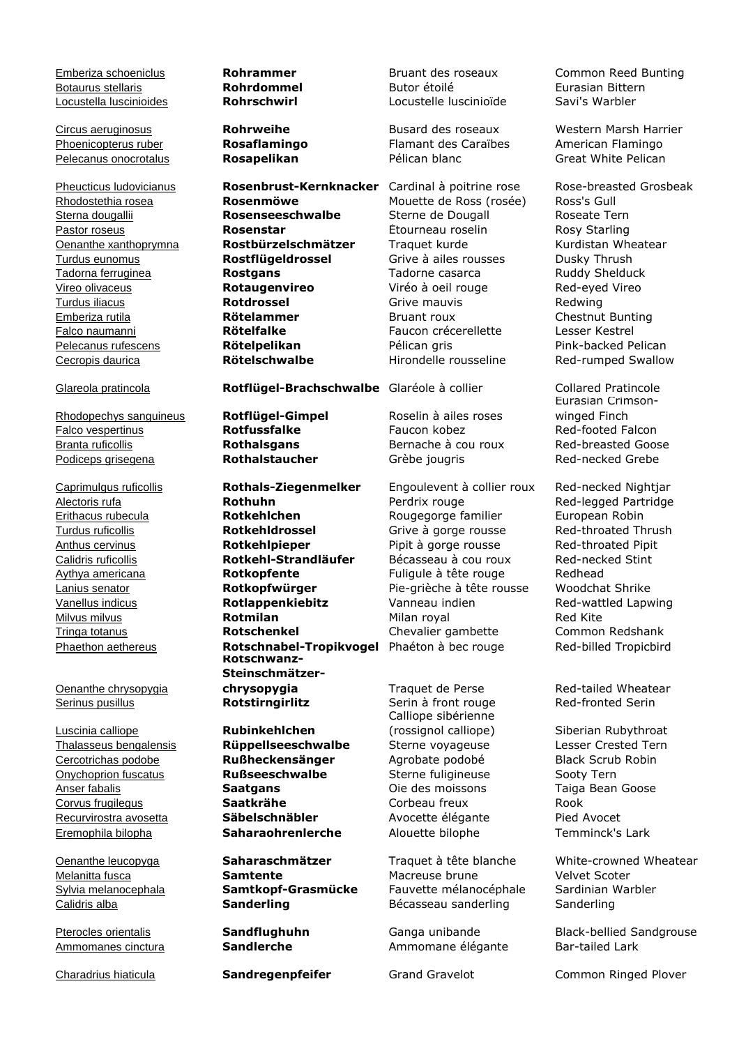| | | | |
|---|---|---|---|
| Emberiza schoeniclus | **Rohrammer** | Bruant des roseaux | Common Reed Bunting |
| Botaurus stellaris | **Rohrdommel** | Butor étoilé | Eurasian Bittern |
| Locustella luscinioides | **Rohrschwirl** | Locustelle luscinioïde | Savi's Warbler |
| Circus aeruginosus | **Rohrweihe** | Busard des roseaux | Western Marsh Harrier |
| Phoenicopterus ruber | **Rosaflamingo** | Flamant des Caraïbes | American Flamingo |
| Pelecanus onocrotalus | **Rosapelikan** | Pélican blanc | Great White Pelican |
| Pheucticus ludovicianus | **Rosenbrust-Kernknacker** | Cardinal à poitrine rose | Rose-breasted Grosbeak |
| Rhodostethia rosea | **Rosenmöwe** | Mouette de Ross (rosée) | Ross's Gull |
| Sterna dougallii | **Rosenseeschwalbe** | Sterne de Dougall | Roseate Tern |
| Pastor roseus | **Rosenstar** | Étourneau roselin | Rosy Starling |
| Oenanthe xanthoprymna | **Rostbürzelschmätzer** | Traquet kurde | Kurdistan Wheatear |
| Turdus eunomus | **Rostflügeldrossel** | Grive à ailes rousses | Dusky Thrush |
| Tadorna ferruginea | **Rostgans** | Tadorne casarca | Ruddy Shelduck |
| Vireo olivaceus | **Rotaugenvireo** | Viréo à oeil rouge | Red-eyed Vireo |
| Turdus iliacus | **Rotdrossel** | Grive mauvis | Redwing |
| Emberiza rutila | **Rötelammer** | Bruant roux | Chestnut Bunting |
| Falco naumanni | **Rötelfalke** | Faucon crécerellette | Lesser Kestrel |
| Pelecanus rufescens | **Rötelpelikan** | Pélican gris | Pink-backed Pelican |
| Cecropis daurica | **Rötelschwalbe** | Hirondelle rousseline | Red-rumped Swallow |
| Glareola pratincola | **Rotflügel-Brachschwalbe** | Glaréole à collier | Collared Pratincole |
| Rhodopechys sanguineus | **Rotflügel-Gimpel** | Roselin à ailes roses | Eurasian Crimson-winged Finch |
| Falco vespertinus | **Rotfussfalke** | Faucon kobez | Red-footed Falcon |
| Branta ruficollis | **Rothalsgans** | Bernache à cou roux | Red-breasted Goose |
| Podiceps grisegena | **Rothalstaucher** | Grèbe jougris | Red-necked Grebe |
| Caprimulgus ruficollis | **Rothals-Ziegenmelker** | Engoulevent à collier roux | Red-necked Nightjar |
| Alectoris rufa | **Rothuhn** | Perdrix rouge | Red-legged Partridge |
| Erithacus rubecula | **Rotkehlchen** | Rougegorge familier | European Robin |
| Turdus ruficollis | **Rotkehldrossel** | Grive à gorge rousse | Red-throated Thrush |
| Anthus cervinus | **Rotkehlpieper** | Pipit à gorge rousse | Red-throated Pipit |
| Calidris ruficollis | **Rotkehl-Strandläufer** | Bécasseau à cou roux | Red-necked Stint |
| Aythya americana | **Rotkopfente** | Fuligule à tête rouge | Redhead |
| Lanius senator | **Rotkopfwürger** | Pie-grièche à tête rousse | Woodchat Shrike |
| Vanellus indicus | **Rotlappenkiebitz** | Vanneau indien | Red-wattled Lapwing |
| Milvus milvus | **Rotmilan** | Milan royal | Red Kite |
| Tringa totanus | **Rotschenkel** | Chevalier gambette | Common Redshank |
| Phaethon aethereus | **Rotschnabel-Tropikvogel** | Phaéton à bec rouge | Red-billed Tropicbird |
| Oenanthe chrysopygia | **Rotschwanz-Steinschmätzer-chrysopygia** | Traquet de Perse | Red-tailed Wheatear |
| Serinus pusillus | **Rotstirngirlitz** | Serin à front rouge | Red-fronted Serin |
| Luscinia calliope | **Rubinkehlchen** | Calliope sibérienne (rossignol calliope) | Siberian Rubythroat |
| Thalasseus bengalensis | **Rüppellseeschwalbe** | Sterne voyageuse | Lesser Crested Tern |
| Cercotrichas podobe | **Rußheckensänger** | Agrobate podobé | Black Scrub Robin |
| Onychoprion fuscatus | **Rußseeschwalbe** | Sterne fuligineuse | Sooty Tern |
| Anser fabalis | **Saatgans** | Oie des moissons | Taiga Bean Goose |
| Corvus frugilegus | **Saatkrähe** | Corbeau freux | Rook |
| Recurvirostra avosetta | **Säbelschnäbler** | Avocette élégante | Pied Avocet |
| Eremophila bilopha | **Saharaohrenlerche** | Alouette bilophe | Temminck's Lark |
| Oenanthe leucopyga | **Saharaschmätzer** | Traquet à tête blanche | White-crowned Wheatear |
| Melanitta fusca | **Samtente** | Macreuse brune | Velvet Scoter |
| Sylvia melanocephala | **Samtkopf-Grasmücke** | Fauvette mélanocéphale | Sardinian Warbler |
| Calidris alba | **Sanderling** | Bécasseau sanderling | Sanderling |
| Pterocles orientalis | **Sandflughuhn** | Ganga unibande | Black-bellied Sandgrouse |
| Ammomanes cinctura | **Sandlerche** | Ammomane élégante | Bar-tailed Lark |
| Charadrius hiaticula | **Sandregenpfeifer** | Grand Gravelot | Common Ringed Plover |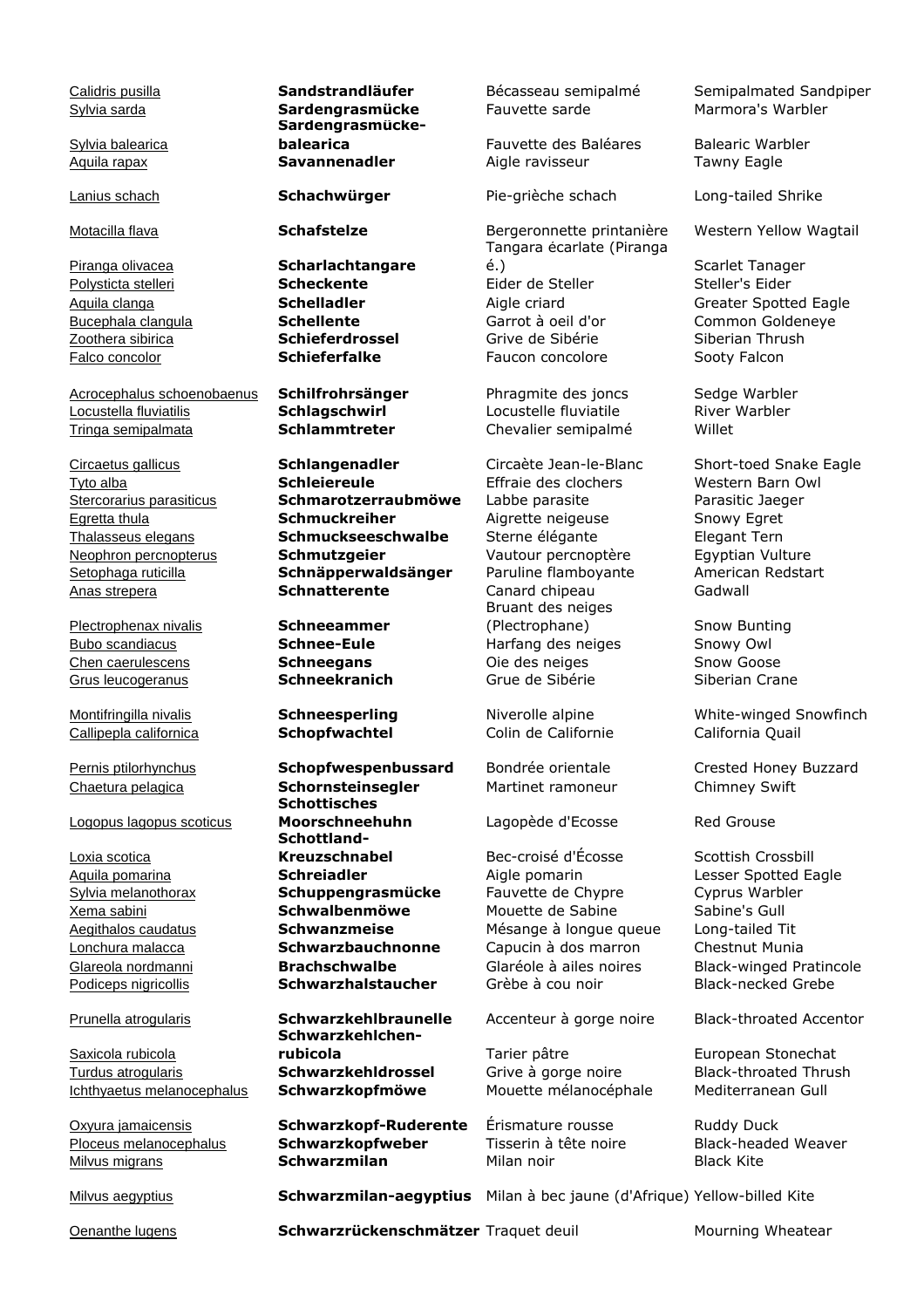| | | | |
|---|---|---|---|
| Calidris pusilla | **Sandstrandläufer** | Bécasseau semipalmé | Semipalmated Sandpiper |
| Sylvia sarda | **Sardengrasmücke** | Fauvette sarde | Marmora's Warbler |
| Sylvia balearica | **Sardengrasmücke-balearica** | Fauvette des Baléares | Balearic Warbler |
| Aquila rapax | **Savannenadler** | Aigle ravisseur | Tawny Eagle |
| Lanius schach | **Schachwürger** | Pie-grièche schach | Long-tailed Shrike |
| Motacilla flava | **Schafstelze** | Bergeronnette printanière | Western Yellow Wagtail |
| Piranga olivacea | **Scharlachtangare** | Tangara écarlate (Piranga é.) | Scarlet Tanager |
| Polysticta stelleri | **Scheckente** | Eider de Steller | Steller's Eider |
| Aquila clanga | **Schelladler** | Aigle criard | Greater Spotted Eagle |
| Bucephala clangula | **Schellente** | Garrot à oeil d'or | Common Goldeneye |
| Zoothera sibirica | **Schieferdrossel** | Grive de Sibérie | Siberian Thrush |
| Falco concolor | **Schieferfalke** | Faucon concolore | Sooty Falcon |
| Acrocephalus schoenobaenus | **Schilfrohrsänger** | Phragmite des joncs | Sedge Warbler |
| Locustella fluviatilis | **Schlagschwirl** | Locustelle fluviatile | River Warbler |
| Tringa semipalmata | **Schlammtreter** | Chevalier semipalmé | Willet |
| Circaetus gallicus | **Schlangenadler** | Circaète Jean-le-Blanc | Short-toed Snake Eagle |
| Tyto alba | **Schleiereule** | Effraie des clochers | Western Barn Owl |
| Stercorarius parasiticus | **Schmarotzerraubmöwe** | Labbe parasite | Parasitic Jaeger |
| Egretta thula | **Schmuckreiher** | Aigrette neigeuse | Snowy Egret |
| Thalasseus elegans | **Schmuckseeschwalbe** | Sterne élégante | Elegant Tern |
| Neophron percnopterus | **Schmutzgeier** | Vautour percnoptère | Egyptian Vulture |
| Setophaga ruticilla | **Schnäpperwaldsänger** | Paruline flamboyante | American Redstart |
| Anas strepera | **Schnatterente** | Canard chipeau | Gadwall |
| Plectrophenax nivalis | **Schneeammer** | Bruant des neiges (Plectrophane) | Snow Bunting |
| Bubo scandiacus | **Schnee-Eule** | Harfang des neiges | Snowy Owl |
| Chen caerulescens | **Schneegans** | Oie des neiges | Snow Goose |
| Grus leucogeranus | **Schneekranich** | Grue de Sibérie | Siberian Crane |
| Montifringilla nivalis | **Schneesperling** | Niverolle alpine | White-winged Snowfinch |
| Callipepla californica | **Schopfwachtel** | Colin de Californie | California Quail |
| Pernis ptilorhynchus | **Schopfwespenbussard** | Bondrée orientale | Crested Honey Buzzard |
| Chaetura pelagica | **Schornsteinsegler** | Martinet ramoneur | Chimney Swift |
| Logopus lagopus scoticus | **Schottisches Moorschneehuhn** | Lagopède d'Ecosse | Red Grouse |
| Loxia scotica | **Schottland-Kreuzschnabel** | Bec-croisé d'Écosse | Scottish Crossbill |
| Aquila pomarina | **Schreiadler** | Aigle pomarin | Lesser Spotted Eagle |
| Sylvia melanothorax | **Schuppengrasmücke** | Fauvette de Chypre | Cyprus Warbler |
| Xema sabini | **Schwalbenmöwe** | Mouette de Sabine | Sabine's Gull |
| Aegithalos caudatus | **Schwanzmeise** | Mésange à longue queue | Long-tailed Tit |
| Lonchura malacca | **Schwarzbauchnonne** | Capucin à dos marron | Chestnut Munia |
| Glareola nordmanni | **Brachschwalbe** | Glaréole à ailes noires | Black-winged Pratincole |
| Podiceps nigricollis | **Schwarzhalstaucher** | Grèbe à cou noir | Black-necked Grebe |
| Prunella atrogularis | **Schwarzkehlbraunelle** | Accenteur à gorge noire | Black-throated Accentor |
| Saxicola rubicola | **Schwarzkehlchen-rubicola** | Tarier pâtre | European Stonechat |
| Turdus atrogularis | **Schwarzkehldrossel** | Grive à gorge noire | Black-throated Thrush |
| Ichthyaetus melanocephalus | **Schwarzkopfmöwe** | Mouette mélanocéphale | Mediterranean Gull |
| Oxyura jamaicensis | **Schwarzkopf-Ruderente** | Érismature rousse | Ruddy Duck |
| Ploceus melanocephalus | **Schwarzkopfweber** | Tisserin à tête noire | Black-headed Weaver |
| Milvus migrans | **Schwarzmilan** | Milan noir | Black Kite |
| Milvus aegyptius | **Schwarzmilan-aegyptius** | Milan à bec jaune (d'Afrique) | Yellow-billed Kite |
| Oenanthe lugens | **Schwarzrückenschmätzer** | Traquet deuil | Mourning Wheatear |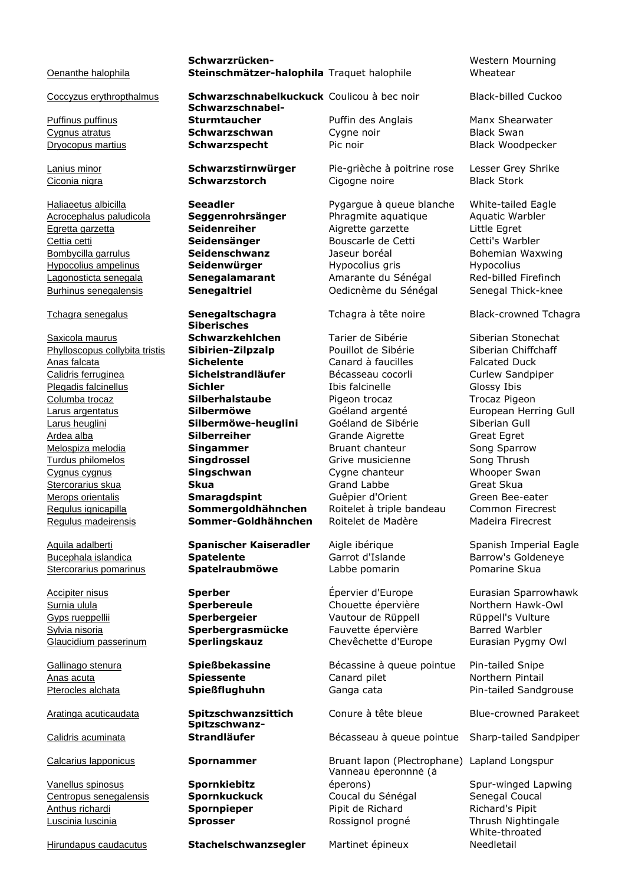| | | | |
|---|---|---|---|
| Oenanthe halophila | **Schwarzrücken-Steinschmätzer-halophila** | Traquet halophile | Western Mourning Wheatear |
| Coccyzus erythropthalmus | **Schwarzschnabelkuckuck** | Coulicou à bec noir | Black-billed Cuckoo |
| Puffinus puffinus | **Schwarzschnabel-Sturmtaucher** | Puffin des Anglais | Manx Shearwater |
| Cygnus atratus | **Schwarzschwan** | Cygne noir | Black Swan |
| Dryocopus martius | **Schwarzspecht** | Pic noir | Black Woodpecker |
| Lanius minor | **Schwarzstirnwürger** | Pie-grièche à poitrine rose | Lesser Grey Shrike |
| Ciconia nigra | **Schwarzstorch** | Cigogne noire | Black Stork |
| Haliaeetus albicilla | **Seeadler** | Pygargue à queue blanche | White-tailed Eagle |
| Acrocephalus paludicola | **Seggenrohrsänger** | Phragmite aquatique | Aquatic Warbler |
| Egretta garzetta | **Seidenreiher** | Aigrette garzette | Little Egret |
| Cettia cetti | **Seidensänger** | Bouscarle de Cetti | Cetti's Warbler |
| Bombycilla garrulus | **Seidenschwanz** | Jaseur boréal | Bohemian Waxwing |
| Hypocolius ampelinus | **Seidenwürger** | Hypocolius gris | Hypocolius |
| Lagonosticta senegala | **Senegalamarant** | Amarante du Sénégal | Red-billed Firefinch |
| Burhinus senegalensis | **Senegaltriel** | Oedicnème du Sénégal | Senegal Thick-knee |
| Tchagra senegalus | **Senegaltschagra** | Tchagra à tête noire | Black-crowned Tchagra |
| Saxicola maurus | **Siberisches Schwarzkehlchen** | Tarier de Sibérie | Siberian Stonechat |
| Phylloscopus collybita tristis | **Sibirien-Zilpzalp** | Pouillot de Sibérie | Siberian Chiffchaff |
| Anas falcata | **Sichelente** | Canard à faucilles | Falcated Duck |
| Calidris ferruginea | **Sichelstrandläufer** | Bécasseau cocorli | Curlew Sandpiper |
| Plegadis falcinellus | **Sichler** | Ibis falcinelle | Glossy Ibis |
| Columba trocaz | **Silberhalstaube** | Pigeon trocaz | Trocaz Pigeon |
| Larus argentatus | **Silbermöwe** | Goéland argenté | European Herring Gull |
| Larus heuglini | **Silbermöwe-heuglini** | Goéland de Sibérie | Siberian Gull |
| Ardea alba | **Silberreiher** | Grande Aigrette | Great Egret |
| Melospiza melodia | **Singammer** | Bruant chanteur | Song Sparrow |
| Turdus philomelos | **Singdrossel** | Grive musicienne | Song Thrush |
| Cygnus cygnus | **Singschwan** | Cygne chanteur | Whooper Swan |
| Stercorarius skua | **Skua** | Grand Labbe | Great Skua |
| Merops orientalis | **Smaragdspint** | Guêpier d'Orient | Green Bee-eater |
| Regulus ignicapilla | **Sommergoldhähnchen** | Roitelet à triple bandeau | Common Firecrest |
| Regulus madeirensis | **Sommer-Goldhähnchen** | Roitelet de Madère | Madeira Firecrest |
| Aquila adalberti | **Spanischer Kaiseradler** | Aigle ibérique | Spanish Imperial Eagle |
| Bucephala islandica | **Spatelente** | Garrot d'Islande | Barrow's Goldeneye |
| Stercorarius pomarinus | **Spatelraubmöwe** | Labbe pomarin | Pomarine Skua |
| Accipiter nisus | **Sperber** | Épervier d'Europe | Eurasian Sparrowhawk |
| Surnia ulula | **Sperbereule** | Chouette épervière | Northern Hawk-Owl |
| Gyps rueppellii | **Sperbergeier** | Vautour de Rüppell | Rüppell's Vulture |
| Sylvia nisoria | **Sperbergrasmücke** | Fauvette épervière | Barred Warbler |
| Glaucidium passerinum | **Sperlingskauz** | Chevêchette d'Europe | Eurasian Pygmy Owl |
| Gallinago stenura | **Spießbekassine** | Bécassine à queue pointue | Pin-tailed Snipe |
| Anas acuta | **Spiessente** | Canard pilet | Northern Pintail |
| Pterocles alchata | **Spießflughuhn** | Ganga cata | Pin-tailed Sandgrouse |
| Aratinga acuticaudata | **Spitzschwanzsittich** | Conure à tête bleue | Blue-crowned Parakeet |
| Calidris acuminata | **Spitzschwanz-Strandläufer** | Bécasseau à queue pointue | Sharp-tailed Sandpiper |
| Calcarius lapponicus | **Spornammer** | Bruant lapon (Plectrophane) | Lapland Longspur |
| Vanellus spinosus | **Spornkiebitz** | Vanneau éperonnne (à éperons) | Spur-winged Lapwing |
| Centropus senegalensis | **Spornkuckuck** | Coucal du Sénégal | Senegal Coucal |
| Anthus richardi | **Spornpieper** | Pipit de Richard | Richard's Pipit |
| Luscinia luscinia | **Sprosser** | Rossignol progné | Thrush Nightingale |
| Hirundapus caudacutus | **Stachelschwanzsegler** | Martinet épineux | White-throated Needletail |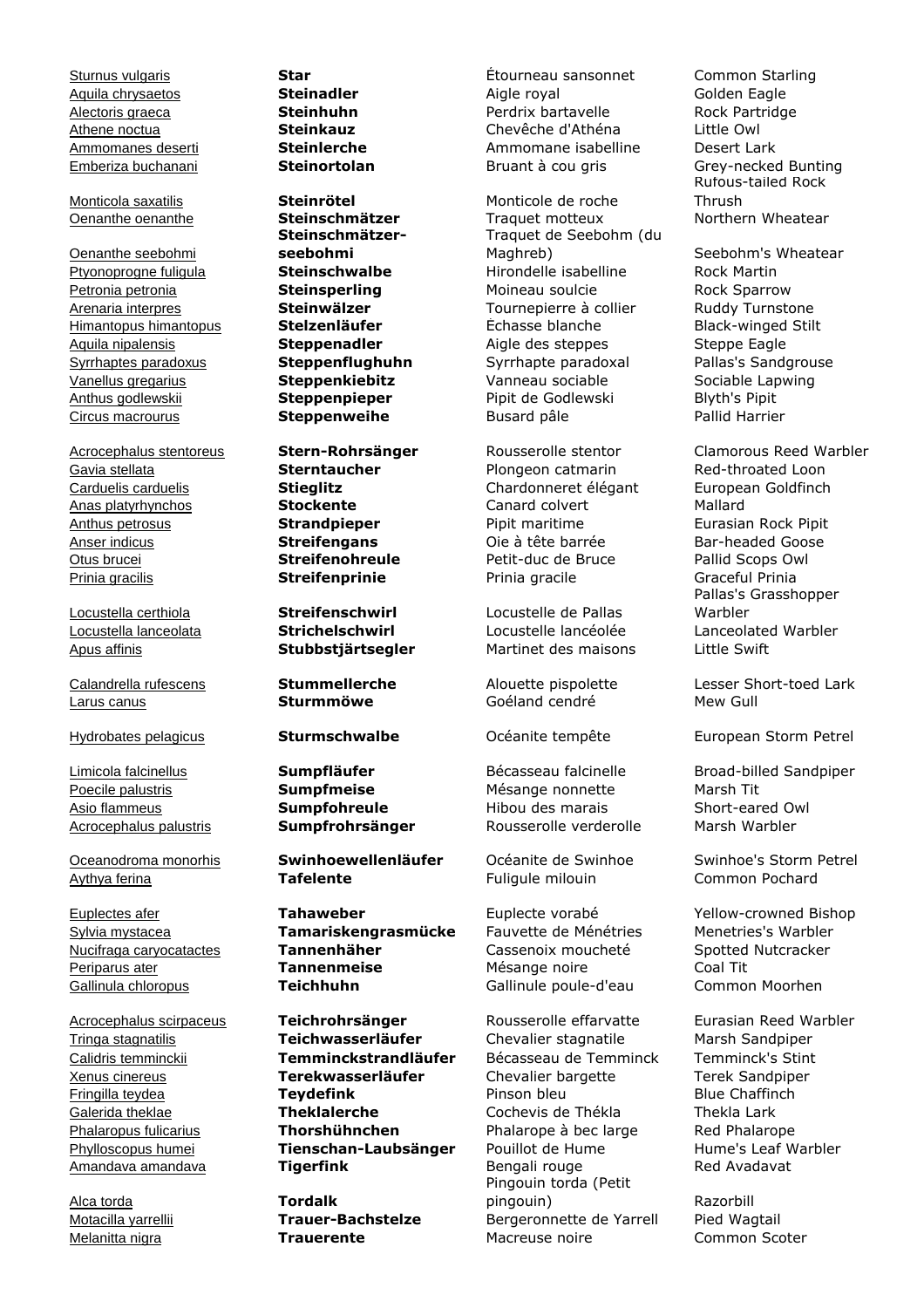| | | | |
|---|---|---|---|
| Sturnus vulgaris | **Star** | Étourneau sansonnet | Common Starling |
| Aquila chrysaetos | **Steinadler** | Aigle royal | Golden Eagle |
| Alectoris graeca | **Steinhuhn** | Perdrix bartavelle | Rock Partridge |
| Athene noctua | **Steinkauz** | Chevêche d'Athéna | Little Owl |
| Ammomanes deserti | **Steinlerche** | Ammomane isabelline | Desert Lark |
| Emberiza buchanani | **Steinortolan** | Bruant à cou gris | Grey-necked Bunting |
| Monticola saxatilis | **Steinrötel** | Monticole de roche | Rufous-tailed Rock Thrush |
| Oenanthe oenanthe | **Steinschmätzer** | Traquet motteux | Northern Wheatear |
| Oenanthe seebohmi | **Steinschmätzer-seebohmi** | Traquet de Seebohm (du Maghreb) | Seebohm's Wheatear |
| Ptyonoprogne fuligula | **Steinschwalbe** | Hirondelle isabelline | Rock Martin |
| Petronia petronia | **Steinsperling** | Moineau soulcie | Rock Sparrow |
| Arenaria interpres | **Steinwälzer** | Tournepierre à collier | Ruddy Turnstone |
| Himantopus himantopus | **Stelzenläufer** | Échasse blanche | Black-winged Stilt |
| Aquila nipalensis | **Steppenadler** | Aigle des steppes | Steppe Eagle |
| Syrrhaptes paradoxus | **Steppenflughuhn** | Syrrhapte paradoxal | Pallas's Sandgrouse |
| Vanellus gregarius | **Steppenkiebitz** | Vanneau sociable | Sociable Lapwing |
| Anthus godlewskii | **Steppenpieper** | Pipit de Godlewski | Blyth's Pipit |
| Circus macrourus | **Steppenweihe** | Busard pâle | Pallid Harrier |
| Acrocephalus stentoreus | **Stern-Rohrsänger** | Rousserolle stentor | Clamorous Reed Warbler |
| Gavia stellata | **Sterntaucher** | Plongeon catmarin | Red-throated Loon |
| Carduelis carduelis | **Stieglitz** | Chardonneret élégant | European Goldfinch |
| Anas platyrhynchos | **Stockente** | Canard colvert | Mallard |
| Anthus petrosus | **Strandpieper** | Pipit maritime | Eurasian Rock Pipit |
| Anser indicus | **Streifengans** | Oie à tête barrée | Bar-headed Goose |
| Otus brucei | **Streifenohreule** | Petit-duc de Bruce | Pallid Scops Owl |
| Prinia gracilis | **Streifenprinie** | Prinia gracile | Graceful Prinia |
| Locustella certhiola | **Streifenschwirl** | Locustelle de Pallas | Pallas's Grasshopper Warbler |
| Locustella lanceolata | **Strichelschwirl** | Locustelle lancéolée | Lanceolated Warbler |
| Apus affinis | **Stubbstjärtsegler** | Martinet des maisons | Little Swift |
| Calandrella rufescens | **Stummellerche** | Alouette pispolette | Lesser Short-toed Lark |
| Larus canus | **Sturmmöwe** | Goéland cendré | Mew Gull |
| Hydrobates pelagicus | **Sturmschwalbe** | Océanite tempête | European Storm Petrel |
| Limicola falcinellus | **Sumpfläufer** | Bécasseau falcinelle | Broad-billed Sandpiper |
| Poecile palustris | **Sumpfmeise** | Mésange nonnette | Marsh Tit |
| Asio flammeus | **Sumpfohreule** | Hibou des marais | Short-eared Owl |
| Acrocephalus palustris | **Sumpfrohrsänger** | Rousserolle verderolle | Marsh Warbler |
| Oceanodroma monorhis | **Swinhoewellenläufer** | Océanite de Swinhoe | Swinhoe's Storm Petrel |
| Aythya ferina | **Tafelente** | Fuligule milouin | Common Pochard |
| Euplectes afer | **Tahaweber** | Euplecte vorabé | Yellow-crowned Bishop |
| Sylvia mystacea | **Tamariskengrasmücke** | Fauvette de Ménétries | Menetries's Warbler |
| Nucifraga caryocatactes | **Tannenhäher** | Cassenoix moucheté | Spotted Nutcracker |
| Periparus ater | **Tannenmeise** | Mésange noire | Coal Tit |
| Gallinula chloropus | **Teichhuhn** | Gallinule poule-d'eau | Common Moorhen |
| Acrocephalus scirpaceus | **Teichrohrsänger** | Rousserolle effarvatte | Eurasian Reed Warbler |
| Tringa stagnatilis | **Teichwasserläufer** | Chevalier stagnatile | Marsh Sandpiper |
| Calidris temminckii | **Temminckstrandläufer** | Bécasseau de Temminck | Temminck's Stint |
| Xenus cinereus | **Terekwasserläufer** | Chevalier bargette | Terek Sandpiper |
| Fringilla teydea | **Teydefink** | Pinson bleu | Blue Chaffinch |
| Galerida theklae | **Theklalerche** | Cochevis de Thékla | Thekla Lark |
| Phalaropus fulicarius | **Thorshühnchen** | Phalarope à bec large | Red Phalarope |
| Phylloscopus humei | **Tienschan-Laubsänger** | Pouillot de Hume | Hume's Leaf Warbler |
| Amandava amandava | **Tigerfink** | Bengali rouge | Red Avadavat |
| Alca torda | **Tordalk** | Pingouin torda (Petit pingouin) | Razorbill |
| Motacilla yarrellii | **Trauer-Bachstelze** | Bergeronnette de Yarrell | Pied Wagtail |
| Melanitta nigra | **Trauerente** | Macreuse noire | Common Scoter |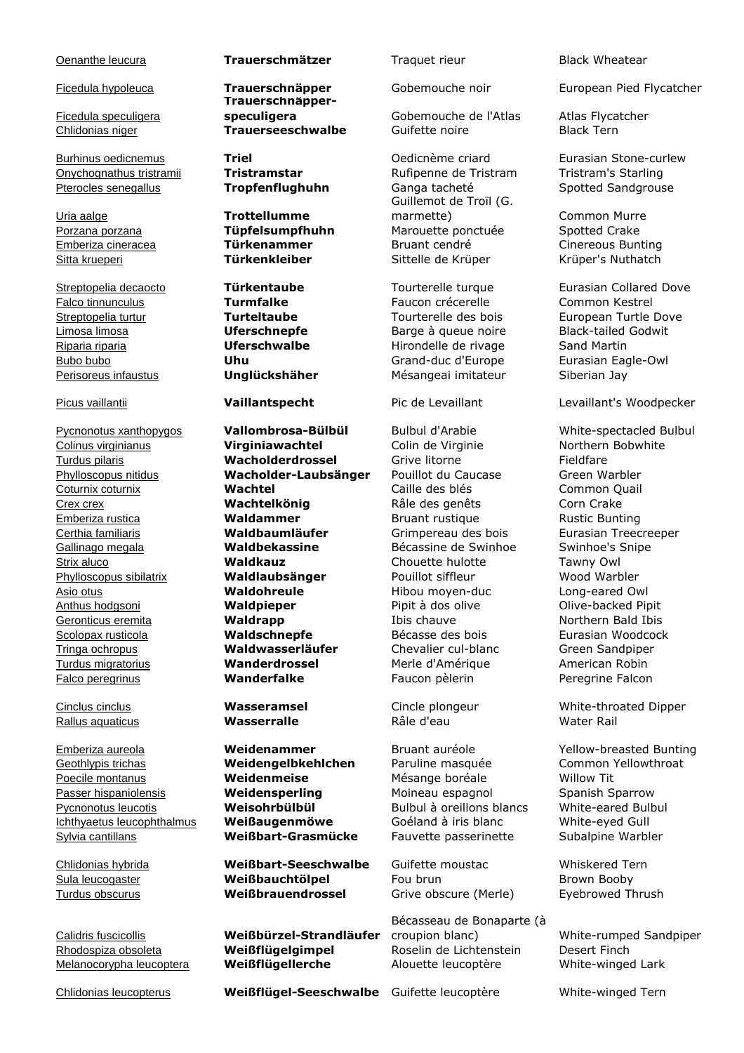| | | | |
|---|---|---|---|
| Oenanthe leucura | **Trauerschmätzer** | Traquet rieur | Black Wheatear |
| Ficedula hypoleuca | **Trauerschnäpper** | Gobemouche noir | European Pied Flycatcher |
| Ficedula speculigera | **Trauerschnäpper-speculigera** | Gobemouche de l'Atlas | Atlas Flycatcher |
| Chlidonias niger | **Trauerseeschwalbe** | Guifette noire | Black Tern |
| Burhinus oedicnemus | **Triel** | Oedicnème criard | Eurasian Stone-curlew |
| Onychognathus tristramii | **Tristramstar** | Rufipenne de Tristram | Tristram's Starling |
| Pterocles senegallus | **Tropfenflughuhn** | Ganga tacheté | Spotted Sandgrouse |
| Uria aalge | **Trottellumme** | Guillemot de Troïl (G. marmette) | Common Murre |
| Porzana porzana | **Tüpfelsumpfhuhn** | Marouette ponctuée | Spotted Crake |
| Emberiza cineracea | **Türkenammer** | Bruant cendré | Cinereous Bunting |
| Sitta krueperi | **Türkenkleiber** | Sittelle de Krüper | Krüper's Nuthatch |
| Streptopelia decaocto | **Türkentaube** | Tourterelle turque | Eurasian Collared Dove |
| Falco tinnunculus | **Turmfalke** | Faucon crécerelle | Common Kestrel |
| Streptopelia turtur | **Turteltaube** | Tourterelle des bois | European Turtle Dove |
| Limosa limosa | **Uferschnepfe** | Barge à queue noire | Black-tailed Godwit |
| Riparia riparia | **Uferschwalbe** | Hirondelle de rivage | Sand Martin |
| Bubo bubo | **Uhu** | Grand-duc d'Europe | Eurasian Eagle-Owl |
| Perisoreus infaustus | **Unglückshäher** | Mésangeai imitateur | Siberian Jay |
| Picus vaillantii | **Vaillantspecht** | Pic de Levaillant | Levaillant's Woodpecker |
| Pycnonotus xanthopygos | **Vallombrosa-Bülbül** | Bulbul d'Arabie | White-spectacled Bulbul |
| Colinus virginianus | **Virginiawachtel** | Colin de Virginie | Northern Bobwhite |
| Turdus pilaris | **Wacholderdrossel** | Grive litorne | Fieldfare |
| Phylloscopus nitidus | **Wacholder-Laubsänger** | Pouillot du Caucase | Green Warbler |
| Coturnix coturnix | **Wachtel** | Caille des blés | Common Quail |
| Crex crex | **Wachtelkönig** | Râle des genêts | Corn Crake |
| Emberiza rustica | **Waldammer** | Bruant rustique | Rustic Bunting |
| Certhia familiaris | **Waldbaumläufer** | Grimpereau des bois | Eurasian Treecreeper |
| Gallinago megala | **Waldbekassine** | Bécassine de Swinhoe | Swinhoe's Snipe |
| Strix aluco | **Waldkauz** | Chouette hulotte | Tawny Owl |
| Phylloscopus sibilatrix | **Waldlaubsänger** | Pouillot siffleur | Wood Warbler |
| Asio otus | **Waldohreule** | Hibou moyen-duc | Long-eared Owl |
| Anthus hodgsoni | **Waldpieper** | Pipit à dos olive | Olive-backed Pipit |
| Geronticus eremita | **Waldrapp** | Ibis chauve | Northern Bald Ibis |
| Scolopax rusticola | **Waldschnepfe** | Bécasse des bois | Eurasian Woodcock |
| Tringa ochropus | **Waldwasserläufer** | Chevalier cul-blanc | Green Sandpiper |
| Turdus migratorius | **Wanderdrossel** | Merle d'Amérique | American Robin |
| Falco peregrinus | **Wanderfalke** | Faucon pèlerin | Peregrine Falcon |
| Cinclus cinclus | **Wasseramsel** | Cincle plongeur | White-throated Dipper |
| Rallus aquaticus | **Wasserralle** | Râle d'eau | Water Rail |
| Emberiza aureola | **Weidenammer** | Bruant auréole | Yellow-breasted Bunting |
| Geothlypis trichas | **Weidengelbkehlchen** | Paruline masquée | Common Yellowthroat |
| Poecile montanus | **Weidenmeise** | Mésange boréale | Willow Tit |
| Passer hispaniolensis | **Weidensperling** | Moineau espagnol | Spanish Sparrow |
| Pycnonotus leucotis | **Weisohrbülbül** | Bulbul à oreillons blancs | White-eared Bulbul |
| Ichthyaetus leucophthalmus | **Weißaugenmöwe** | Goéland à iris blanc | White-eyed Gull |
| Sylvia cantillans | **Weißbart-Grasmücke** | Fauvette passerinette | Subalpine Warbler |
| Chlidonias hybrida | **Weißbart-Seeschwalbe** | Guifette moustac | Whiskered Tern |
| Sula leucogaster | **Weißbauchtölpel** | Fou brun | Brown Booby |
| Turdus obscurus | **Weißbrauendrossel** | Grive obscure (Merle) | Eyebrowed Thrush |
| Calidris fuscicollis | **Weißbürzel-Strandläufer** | Bécasseau de Bonaparte (à croupion blanc) | White-rumped Sandpiper |
| Rhodospiza obsoleta | **Weißflügelgimpel** | Roselin de Lichtenstein | Desert Finch |
| Melanocorypha leucoptera | **Weißflügellerche** | Alouette leucoptère | White-winged Lark |
| Chlidonias leucopterus | **Weißflügel-Seeschwalbe** | Guifette leucoptère | White-winged Tern |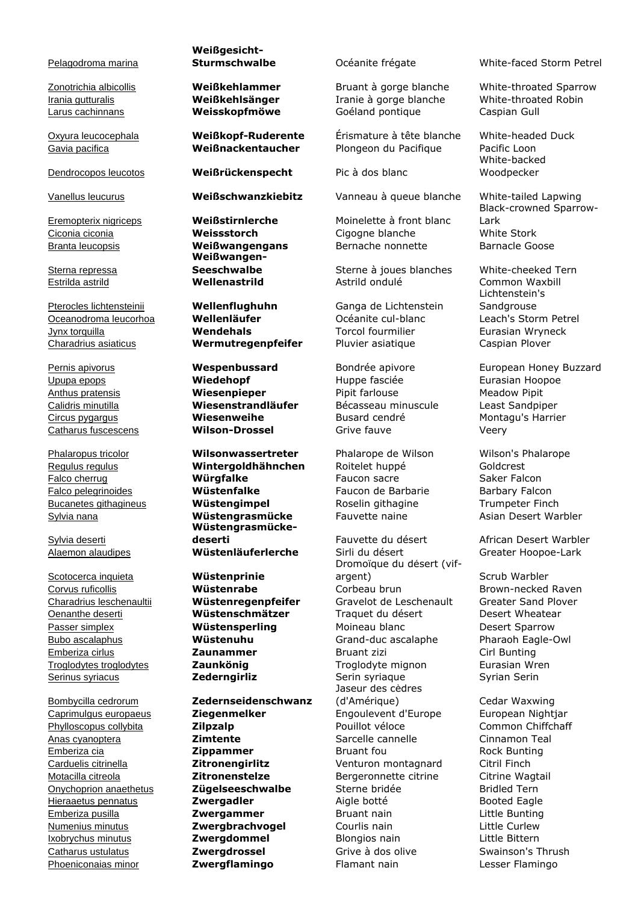| | | | |
|---|---|---|---|
| Pelagodroma marina | **Weißgesicht-Sturmschwalbe** | Océanite frégate | White-faced Storm Petrel |
| Zonotrichia albicollis | **Weißkehlammer** | Bruant à gorge blanche | White-throated Sparrow |
| Irania gutturalis | **Weißkehlsänger** | Iranie à gorge blanche | White-throated Robin |
| Larus cachinnans | **Weisskopfmöwe** | Goéland pontique | Caspian Gull |
| Oxyura leucocephala | **Weißkopf-Ruderente** | Érismature à tête blanche | White-headed Duck |
| Gavia pacifica | **Weißnackentaucher** | Plongeon du Pacifique | Pacific Loon |
| Dendrocopos leucotos | **Weißrückenspecht** | Pic à dos blanc | White-backed Woodpecker |
| Vanellus leucurus | **Weißschwanzkiebitz** | Vanneau à queue blanche | White-tailed Lapwing |
| Eremopterix nigriceps | **Weißstirnlerche** | Moinelette à front blanc | Black-crowned Sparrow-Lark |
| Ciconia ciconia | **Weissstorch** | Cigogne blanche | White Stork |
| Branta leucopsis | **Weißwangengans** | Bernache nonnette | Barnacle Goose |
| Sterna repressa | **Weißwangen-Seeschwalbe** | Sterne à joues blanches | White-cheeked Tern |
| Estrilda astrild | **Wellenastrild** | Astrild ondulé | Common Waxbill |
| Pterocles lichtensteinii | **Wellenflughuhn** | Ganga de Lichtenstein | Lichtenstein's Sandgrouse |
| Oceanodroma leucorhoa | **Wellenläufer** | Océanite cul-blanc | Leach's Storm Petrel |
| Jynx torquilla | **Wendehals** | Torcol fourmilier | Eurasian Wryneck |
| Charadrius asiaticus | **Wermutregenpfeifer** | Pluvier asiatique | Caspian Plover |
| Pernis apivorus | **Wespenbussard** | Bondrée apivore | European Honey Buzzard |
| Upupa epops | **Wiedehopf** | Huppe fasciée | Eurasian Hoopoe |
| Anthus pratensis | **Wiesenpieper** | Pipit farlouse | Meadow Pipit |
| Calidris minutilla | **Wiesenstrandläufer** | Bécasseau minuscule | Least Sandpiper |
| Circus pygargus | **Wiesenweihe** | Busard cendré | Montagu's Harrier |
| Catharus fuscescens | **Wilson-Drossel** | Grive fauve | Veery |
| Phalaropus tricolor | **Wilsonwassertreter** | Phalarope de Wilson | Wilson's Phalarope |
| Regulus regulus | **Wintergoldhähnchen** | Roitelet huppé | Goldcrest |
| Falco cherrug | **Würgfalke** | Faucon sacre | Saker Falcon |
| Falco pelegrinoides | **Wüstenfalke** | Faucon de Barbarie | Barbary Falcon |
| Bucanetes githagineus | **Wüstengimpel** | Roselin githagine | Trumpeter Finch |
| Sylvia nana | **Wüstengrasmücke** | Fauvette naine | Asian Desert Warbler |
| Sylvia deserti | **Wüstengrasmücke-deserti** | Fauvette du désert | African Desert Warbler |
| Alaemon alaudipes | **Wüstenläuferlerche** | Sirli du désert | Greater Hoopoe-Lark |
| Scotocerca inquieta | **Wüstenprinie** | Dromoïque du désert (vif-argent) | Scrub Warbler |
| Corvus ruficollis | **Wüstenrabe** | Corbeau brun | Brown-necked Raven |
| Charadrius leschenaultii | **Wüstenregenpfeifer** | Gravelot de Leschenault | Greater Sand Plover |
| Oenanthe deserti | **Wüstenschmätzer** | Traquet du désert | Desert Wheatear |
| Passer simplex | **Wüstensperling** | Moineau blanc | Desert Sparrow |
| Bubo ascalaphus | **Wüstenuhu** | Grand-duc ascalaphe | Pharaoh Eagle-Owl |
| Emberiza cirlus | **Zaunammer** | Bruant zizi | Cirl Bunting |
| Troglodytes troglodytes | **Zaunkönig** | Troglodyte mignon | Eurasian Wren |
| Serinus syriacus | **Zederngirliz** | Serin syriaque | Syrian Serin |
| Bombycilla cedrorum | **Zedernseidenschwanz** | Jaseur des cèdres (d'Amérique) | Cedar Waxwing |
| Caprimulgus europaeus | **Ziegenmelker** | Engoulevent d'Europe | European Nightjar |
| Phylloscopus collybita | **Zilpzalp** | Pouillot véloce | Common Chiffchaff |
| Anas cyanoptera | **Zimtente** | Sarcelle cannelle | Cinnamon Teal |
| Emberiza cia | **Zippammer** | Bruant fou | Rock Bunting |
| Carduelis citrinella | **Zitronengirlitz** | Venturon montagnard | Citril Finch |
| Motacilla citreola | **Zitronenstelze** | Bergeronnette citrine | Citrine Wagtail |
| Onychoprion anaethetus | **Zügelseeschwalbe** | Sterne bridée | Bridled Tern |
| Hieraaetus pennatus | **Zwergadler** | Aigle botté | Booted Eagle |
| Emberiza pusilla | **Zwergammer** | Bruant nain | Little Bunting |
| Numenius minutus | **Zwergbrachvogel** | Courlis nain | Little Curlew |
| Ixobrychus minutus | **Zwergdommel** | Blongios nain | Little Bittern |
| Catharus ustulatus | **Zwergdrossel** | Grive à dos olive | Swainson's Thrush |
| Phoeniconaias minor | **Zwergflamingo** | Flamant nain | Lesser Flamingo |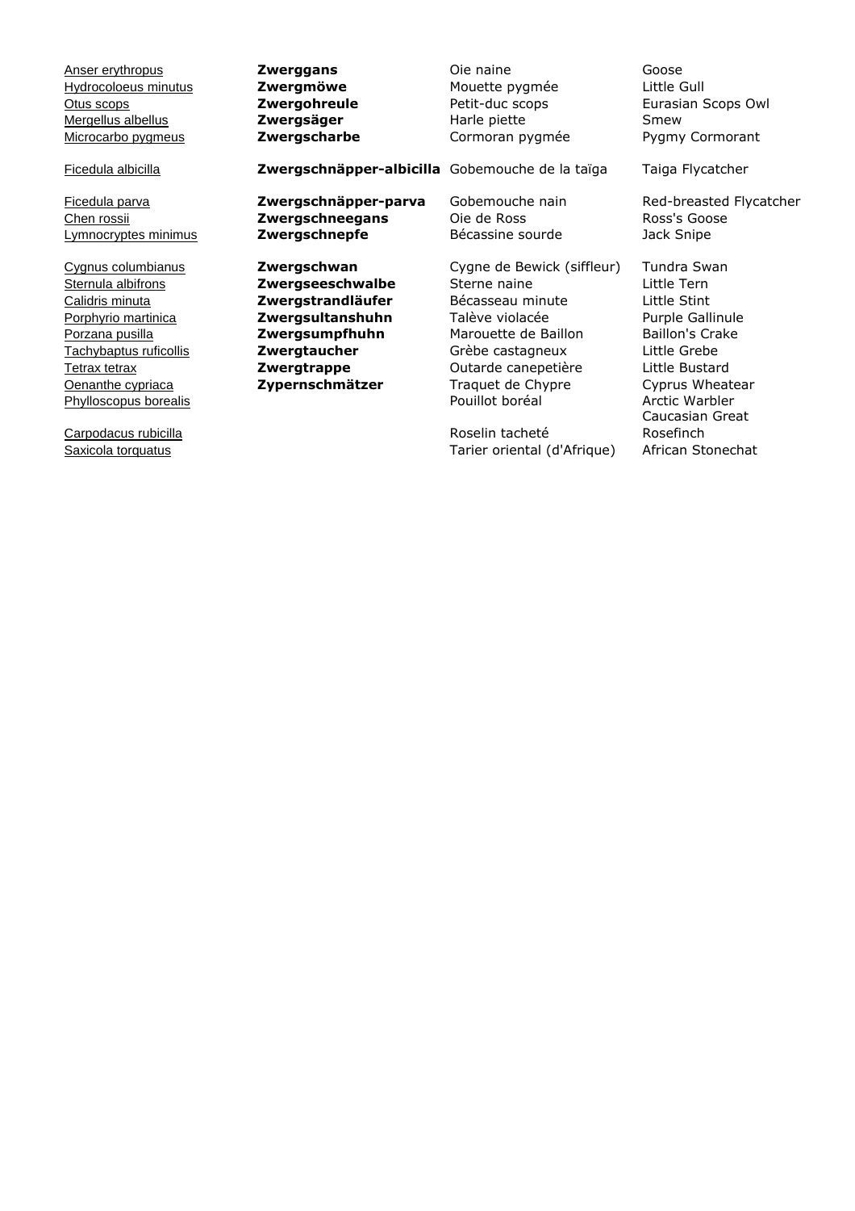| | | | |
|---|---|---|---|
| Anser erythropus | **Zwerggans** | Oie naine | Goose |
| Hydrocoloeus minutus | **Zwergmöwe** | Mouette pygmée | Little Gull |
| Otus scops | **Zwergohreule** | Petit-duc scops | Eurasian Scops Owl |
| Mergellus albellus | **Zwergsäger** | Harle piette | Smew |
| Microcarbo pygmeus | **Zwergscharbe** | Cormoran pygmée | Pygmy Cormorant |
| Ficedula albicilla | **Zwergschnäpper-albicilla** | Gobemouche de la taïga | Taiga Flycatcher |
| Ficedula parva | **Zwergschnäpper-parva** | Gobemouche nain | Red-breasted Flycatcher |
| Chen rossii | **Zwergschneegans** | Oie de Ross | Ross's Goose |
| Lymnocryptes minimus | **Zwergschnepfe** | Bécassine sourde | Jack Snipe |
| Cygnus columbianus | **Zwergschwan** | Cygne de Bewick (siffleur) | Tundra Swan |
| Sternula albifrons | **Zwergseeschwalbe** | Sterne naine | Little Tern |
| Calidris minuta | **Zwergstrandläufer** | Bécasseau minute | Little Stint |
| Porphyrio martinica | **Zwergsultanshuhn** | Talève violacée | Purple Gallinule |
| Porzana pusilla | **Zwergsumpfhuhn** | Marouette de Baillon | Baillon's Crake |
| Tachybaptus ruficollis | **Zwergtaucher** | Grèbe castagneux | Little Grebe |
| Tetrax tetrax | **Zwergtrappe** | Outarde canepetière | Little Bustard |
| Oenanthe cypriaca | **Zypernschmätzer** | Traquet de Chypre | Cyprus Wheatear |
| Phylloscopus borealis | | Pouillot boréal | Arctic Warbler |
| Carpodacus rubicilla | | Roselin tacheté | Caucasian Great Rosefinch |
| Saxicola torquatus | | Tarier oriental (d'Afrique) | African Stonechat |